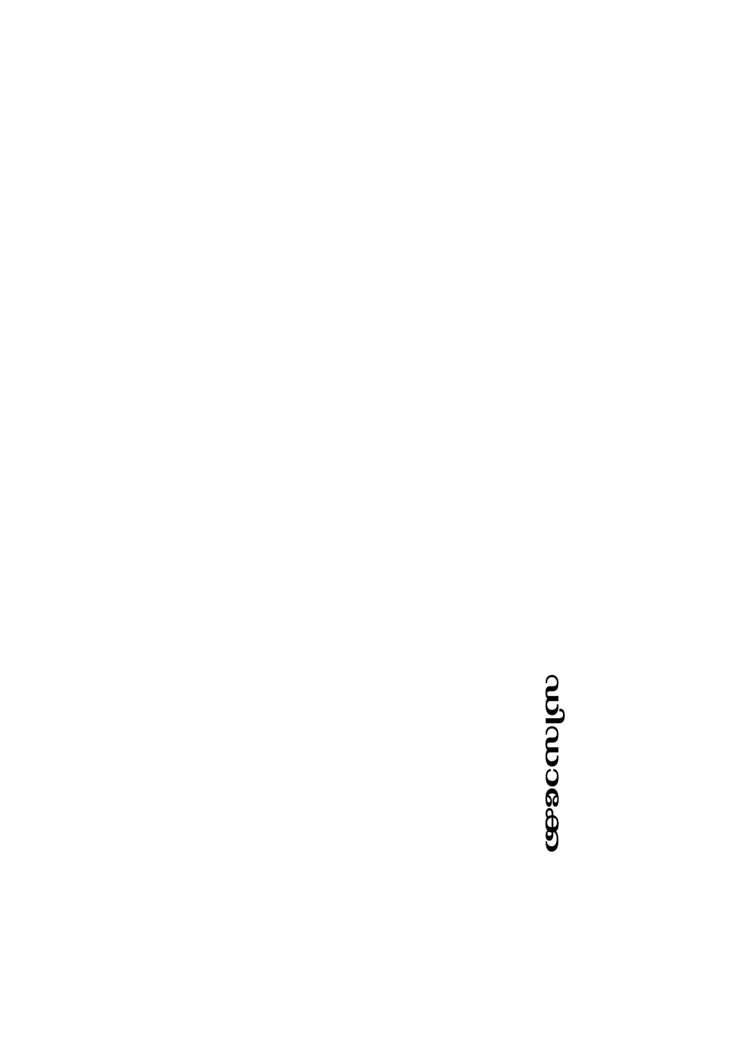ဖေဖေဝေလပြည်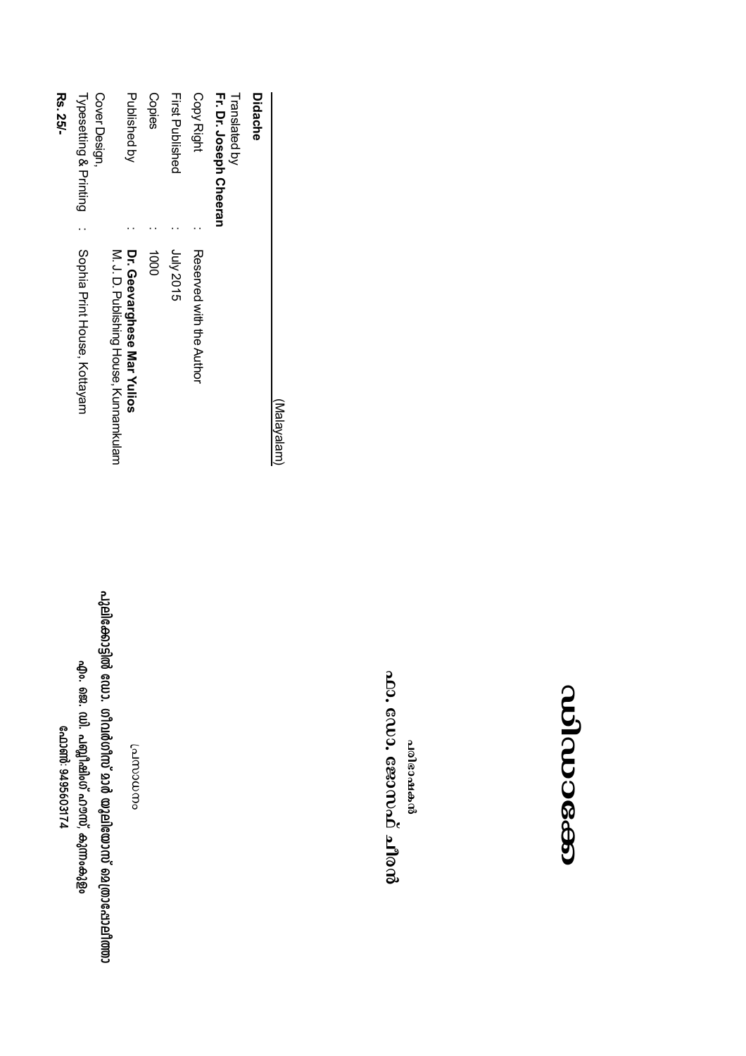# ഡിദാക്കെ

പരിഭാഷകൻ

**ഫാ. ഡോ. ജോസഫ് ചീരൻ**

പ്രസാധനം

**പൗലിക്കോസിൽ ഡോ. ഗീവർഗീസ് മാർ യൂലിയോസ് മെത്രാപ്പോലീത്ത**

**എം. ജെ. ഡി. പബ്ലിഷിംഗ് ഹൗസ്, കുന്നംകുളം**

**ഫോൺ: 9495603174**

---

**Didache** (Malayalam)

Translated by
**Fr. Dr. Joseph Cheeran**

Copy Right : Reserved with the Author

First Published : July 2015

Copies : 1000

Published by : **Dr. Geevarghese Mar Yulios**
M. J. D. Publishing House, Kunnamkulam

Cover Design,
Typesetting & Printing : Sophia Print House, Kottayam

**Rs. 25/-**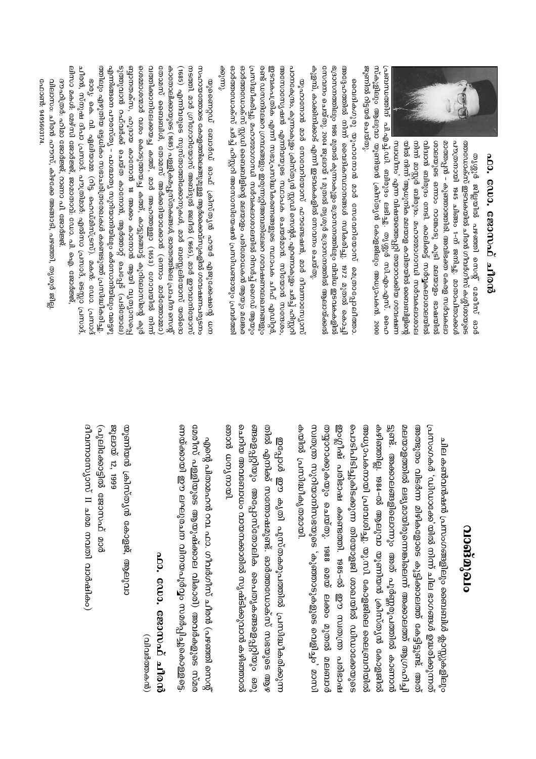## ഫാ. ഡോ. ജോസഫ് ചീരൻ

തൃശ്ശൂർ ജില്ലയിൽ പഴഞ്ഞി സെന്റ് മേരീസ് ഓർത്തഡോക്സ് ഇടവകയിൽ ഗീവർഗീസ് കശ്ശീശയുടെ പുത്രനായി 1945 ഫിബ്ര. 1-ന് ജനിച്ചു. മാതാപിതാക്കൾ മത്തായി - കുഞ്ഞോത്തിൽ. അവിഭക്ത കേരള സർവകലാശാലയുടെ ഒന്നാം റാങ്കോടു കൂടി മലയാളം ഭാഷയിൽ ബിരുദം നേടി. കാലിക്കട്ട് സർവ്വകലാശാലയിൽ നിന്ന് മാസ്റ്റർ ബിരുദം. മഹാത്മാഗാന്ധി സർവകലാശാലയിൽ നിന്ന് 'ആധുനിക മലയാള കവിതയിൽ ബൈബിളിന്റെ സ്വാധീനം' എന്ന വിഷയത്തെപ്പറ്റി നടത്തിയ ഗവേഷണ പ്രബന്ധത്തിന് പി.എച്ച്.ഡി. ബിരുദം ലഭിച്ചു. തൃശ്ശൂർ സി.എം.എസ്. ഹൈസ്കൂളിലും ആലുവ യൂണിയൻ ക്രിസ്ത്യൻ കോളേജിലും അദ്ധ്യാപകൻ. 2000 ജൂണിൽ വിരമിച്ചു.

വൈദികഗുരു യൂഹാനോൻ മാർ സേവേറിയോസ് മെത്രാപ്പോലീത്തായിൽ നിന്ന് വൈദികപട്ടങ്ങൾ സ്വീകരിച്ചു. 1972 മുതൽ കൊച്ചി ഭദ്രാസനത്തിലും 1988 മുതൽ കുന്നംകുളം ഭദ്രാസനത്തിലും വിവിധ ഇടവകകളിൽ സേവനം ചെയ്തു. 2004 ജൂലൈ 1 മുതൽ തൃശ്ശൂർ ഭദ്രാസനത്തിൽ ആലായ്ക്കൽ കുളവ്, കാക്കശ്ശേരി എന്നീ ഇടവകകളിൽ സേവനം ചെയ്തു.

യൂഹാനോൻ മാർ സേവേറിയോസ് പൗലോസ് മാർ ദീവന്നാസ്യോസ് പഠനകേന്ദ്രം, കുന്നംകുളം ക്രിസ്ത്യൻ സ്റ്റഡി സെന്റർ, കുന്നംകുളം ചർച്ച് ഹിസ്റ്ററി അസോസിയേഷൻ എന്നിവയുടെ സ്ഥാപക പ്രസിഡന്റ്. ഓർത്തഡോക്സ് സഭാചരിത്ര ഗവേഷകൻ. ഇടവകപത്രിക എന്നീ സഭാപ്രസിദ്ധീകരണങ്ങളുടെ സ്ഥാപക ചീഫ് എഡിറ്റർ. രണ്ട് ഡസനിലേറെ ഗ്രന്ഥങ്ങളും ഇരുന്നൂറിലേറെ ലേഖനങ്ങളും പ്രസിദ്ധീകരിച്ചു. മഹാത്മാഗാന്ധി സർവകലാശാലയിൽ റിസർച്ച് ഗൈഡ് ആയും, ഓർത്തഡോക്സ് സ്റ്റഡി സെന്ററിന്റെ മലയാള പരിഭാഷകൻ ആയും, മലങ്കര ഓർത്തഡോക്സ് ചർച്ച് ഹിസ്റ്ററി അസോസിയേഷൻ പ്രസിഡന്റായും പ്രവർത്തിക്കുന്നു.

യുണൈറ്റഡ് ബോർഡ് ഓഫ് ക്രിസ്ത്യൻ ഹയർ എജ്യുക്കേഷന്റെ ധനസഹായത്തോടെ കേരളത്തിലുള്ള ആർക്കൈവ്സുകളിൽ ഗവേഷണപദ്ധതി നടത്തി. മാർ ഗ്രിഗോറിയോസ് അബ്ദുൽ ജലീൽ (1665), മാർ ഈവാനിയോസ് ഹിദായത്തുള്ള (1685) എന്നിവരുടെ സുറിയാനി ഗ്രന്ഥങ്ങൾ, മാർ ബസേലിയോസ് യൽദോ കാതോലിക്കായുടെ (1685) പള്ളിക്കല്പനകൾ, മാർത്തോമ്മാ പ്രഥമൻ മെത്രാന്റെ (1653) കത്ത്, മാർ അഹത്തള്ള (1653) രേഖകൾ, കൂനൻ കുരിശ് സത്യത്തിന്റെ രേഖകൾ തുടങ്ങിയവ കണ്ടെത്തി പ്രസിദ്ധീകരിച്ചു.

ഭാര്യ: കെ. വി. ഏലിയാമ്മ (റിട്ട. ഹെഡ്മിസ്ട്രസ്). മക്കൾ: ഡോ. പ്രസാദ് ചീരൻ, സൗമ്യ ചീരൻ. മരുമക്കൾ: ലിമ്പ, ഡോ. ജോർജ്ജ്. ചെറുമക്കൾ: ജോസഫ്, റെനോ.

വിലാസം: ചീരൻ ഹൗസ്, കിഴക്കേ അങ്ങാടി, പഴഞ്ഞി, തൃശ്ശൂർ ജില്ല.
ഫോൺ: 9495603174.

## വാങ്മുഖം

ചില കൺവൻഷൻ പ്രസംഗങ്ങളിലും ബൈബിൾ ക്ലാസ്സുകളിലും പ്രസംഗകർ 'ധ്വിസലമേ'യിൽ നിന്ന് ചില ഭാഗങ്ങൾ ഉദ്ധരിക്കുന്നത് അതേപ്പറ്റി വിവരമില്ലാത്ത ശ്രോതാക്കളെ കുഴക്കാറുണ്ട്. അത് മലയാളത്തിൽ ലഭ്യമായിരുന്നെങ്കിൽ എന്ന് ഞാൻ ആഗ്രഹിച്ചിട്ടുണ്ട്. അക്കാലങ്ങളിലൊന്നും അത് പൂർണ്ണരൂപത്തിൽ കാണാൻ കഴിഞ്ഞില്ല. 1984-ൽ ആലുവ യൂണിയൻ ക്രിസ്ത്യൻ കോളേജിൽ അദ്ധ്യാപകനായി പ്രവേശിച്ചു. യു.സി. കോളേജിലെ ലൈബ്രറിയിൽ പൊടിപിടിച്ചുകിടക്കുന്ന തിയോളജി ശേഖരത്തിൽ ധ്വിസലമേയുടെ ഇംഗ്ലീഷ് പരിഭാഷ കണ്ടെത്തി. 1985-ൽ ഈ സ്വതന്ത്ര പരിഭാഷ തയ്യാറാക്കുകയും ചെയ്തു. 1988 മെയ് ലക്കം മുതൽ മലബാർ സ്വതന്ത്ര സുറിയാനിസഭയുടെ 'കുഞ്ഞാടുകളുടെ വെളിച്ചം' മാസികയിൽ പ്രസിദ്ധീകൃതമായി.

ഇപ്പോൾ ഈ കൃതി പുസ്തകരൂപത്തിൽ പ്രസിദ്ധീകരിക്കുന്നതിൽ എനിക്ക് സന്തോഷമുണ്ട്. ഓർത്തഡോക്സ് സഭയുടെ ആരാധനകളെപ്പറ്റിയും അപ്പോസ്തോലിക പൈതൃകങ്ങളെപ്പറ്റിയും ഒരു ചെറിയ അവബോധം വായനക്കാരിൽ സൃഷ്ടിക്കുവാൻ കഴിഞ്ഞാൽ ഞാൻ ധന്യനായി.

എന്റെ പിതാവായ വന്ദ്യ. ഫാ. ഗീവർഗീസ് ചീരൻ (പഴഞ്ഞി സെന്റ് മേരീസ് പള്ളിയുടെ ആദ്യകാല വികാരി) അവർകളുടെ സ്മരണയ്ക്കായി ഈ ലഘുഗ്രന്ഥം വിനയപൂർവ്വം സമർപ്പിച്ചുകൊള്ളട്ടെ.

**ഫാ. ഡോ. ജോസഫ് ചീരൻ**
(വിവർത്തകൻ)

യൂണിയൻ ക്രിസ്ത്യൻ കോളേജ്, ആലുവ
ജൂലൈ 12, 1999
(പുലിക്കോട്ടിൽ ജോസഫ് മാർ ദീവന്നാസ്യോസ് II ചരമ നവതി വാർഷികം)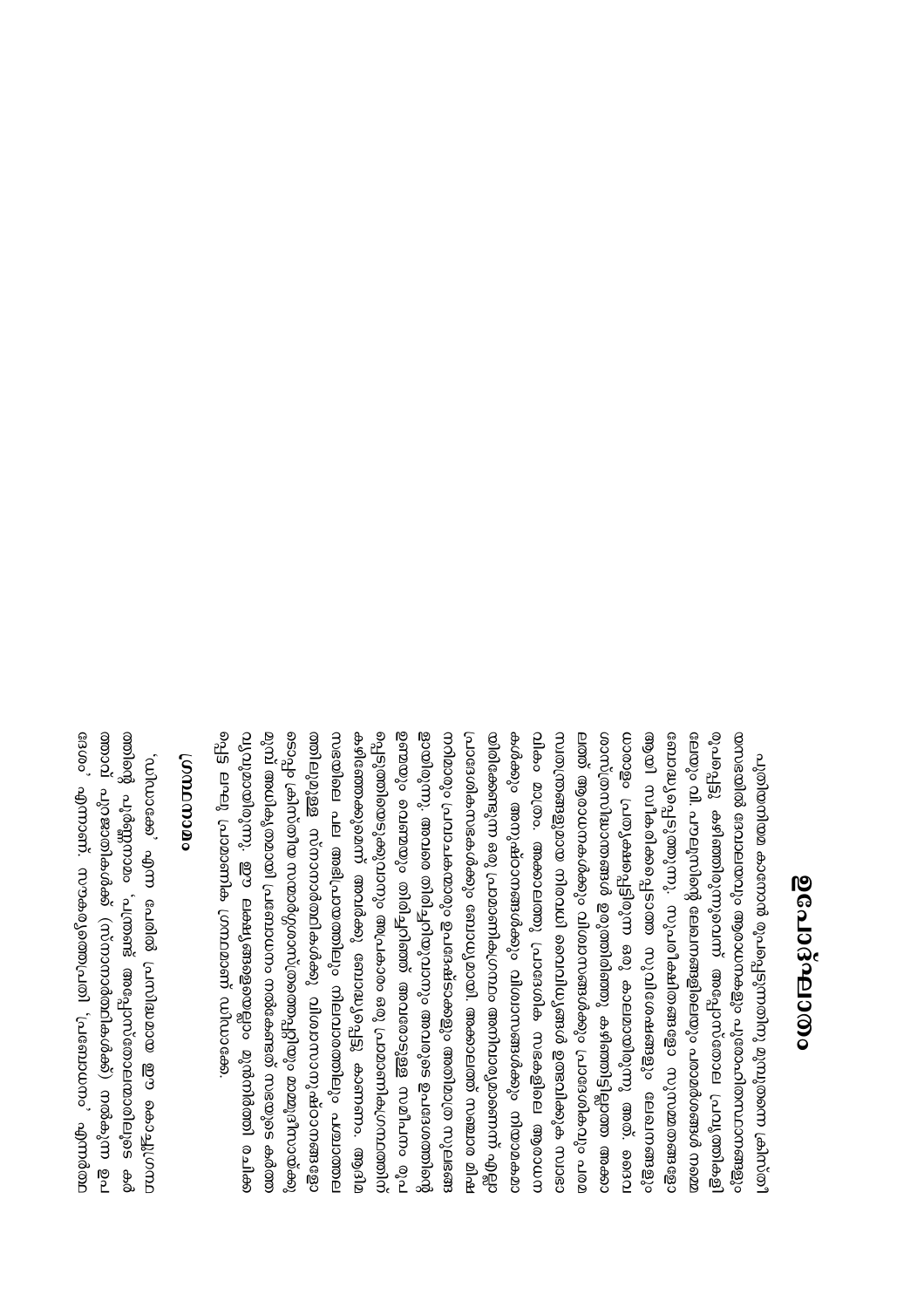# ഉപോദ്ഘാതം

പുതിയനിയമ കാനോൻ രൂപപ്പെടുന്നതിനു മുമ്പുതന്നെ ക്രിസ്തീയസഭയിൽ ദൈവാലയവും ആരാധനകളും പുരോഹിതസ്ഥാനങ്ങളും രൂപപ്പെട്ടു കഴിഞ്ഞിരുന്നുവെന്ന് അപ്പോസ്തോല പ്രവൃത്തികളിലേയും വി. പൗലൂസിന്റെ ലേഖനങ്ങളിലെയും പരാമർശങ്ങൾ നമ്മെ ബോധ്യപ്പെടുത്തുന്നു. സുവിശേഷങ്ങളോ സുന്നഹദോസുകളോ ആയി സ്വീകരിക്കപ്പെടാത്ത സുവിശേഷങ്ങളും ലേഖനങ്ങളും ധാരാളം പ്രത്യക്ഷപ്പെട്ടിരുന്ന ഒരു കാലമായിരുന്നു അത്. ദൈവശാസ്ത്രവിചാരങ്ങൾ ഉരുത്തിരിഞ്ഞു കഴിഞ്ഞിട്ടില്ലാത്ത അക്കാലത്ത് ആരാധനകൾക്കും വിശ്വാസങ്ങൾക്കും പ്രാദേശികവും പരമസ്വതന്ത്രങ്ങളുമായ നിരവധി വൈവിധ്യങ്ങൾ ഉടലെടുക്കുക സ്വാഭാവികം മാത്രം. അക്കാലത്തു പ്രാദേശിക സഭകളിലെ ആരാധനകൾക്കും അനുഷ്ഠാനങ്ങൾക്കും വിശ്വാസങ്ങൾക്കും നിയാമകമായിരിക്കേണ്ടുന്ന ഒരു പ്രാമാണികഗ്രന്ഥം അനിവാര്യമാണെന്ന് എല്ലാ പ്രാദേശികസഭകൾക്കും ബോധ്യമായി. അക്കാലത്ത് സഞ്ചാര ശിഷ്യന്മാരും പ്രവാചകന്മാരും ഉപദേഷ്ടാക്കളും അറിയപ്പെടാത്ത സ്ഥലങ്ങളെ ഉണ്ടായിരുന്നു. അവരെ തിരിച്ചറിയുന്നതും അവരുടെ ഉപദേശത്തിന്റെ ഉണ്മയും വൈജാത്യവും തിരിച്ചറിഞ്ഞ് അവരോടുള്ള സമീപനം രൂപപ്പെടുത്തിയെടുക്കുവാനും അപ്രകാരം ഒരു പ്രാമാണികഗ്രന്ഥത്തിന് കഴിഞ്ഞേക്കുമെന്ന് അവർക്കു ബോധ്യപ്പെട്ടു കാണണം. ആദിമസഭയിലെ പല അഭിപ്രായത്തിലും നിലവാരത്തിലും പ്രചാരത്തിലുമുള്ള സ്നാനാർത്ഥികൾക്കു വിശ്വാസാനുഷ്ഠാനങ്ങളോടൊപ്പം ക്രിസ്തീയ സന്മാർഗ്ഗശാസ്ത്രത്തെപ്പറ്റിയും മാമ്മൂദീസായ്ക്കു മുമ്പ് അടിസ്ഥാനമായി പ്രബോധനം നൽകേണ്ടതു സഭയുടെ കർത്തവ്യമായിരുന്നു. ഈ ലക്ഷ്യങ്ങളെയെല്ലാം മുൻനിർത്തി രചിക്കപ്പെട്ട ലഘു പ്രാമാണിക ഗ്രന്ഥമാണ് ഡിഡാക്കേ.

## ഗ്രന്ഥനാമം

'ഡിഡാക്കേ' എന്ന പേരിൽ പ്രസിദ്ധമായ ഈ കൊച്ചുഗ്രന്ഥത്തിന്റെ പൂർണ്ണനാമം 'പന്ത്രണ്ട് അപ്പോസ്തോലന്മാരിലൂടെ കർത്താവ് പുറജാതികൾക്ക് (സ്നാനാർത്ഥികൾക്ക്) നൽകുന്ന ഉപദേശം' എന്നാണ്. സാകല്യത്തെപ്രതി 'പ്രബോധനം' എന്നർത്ഥം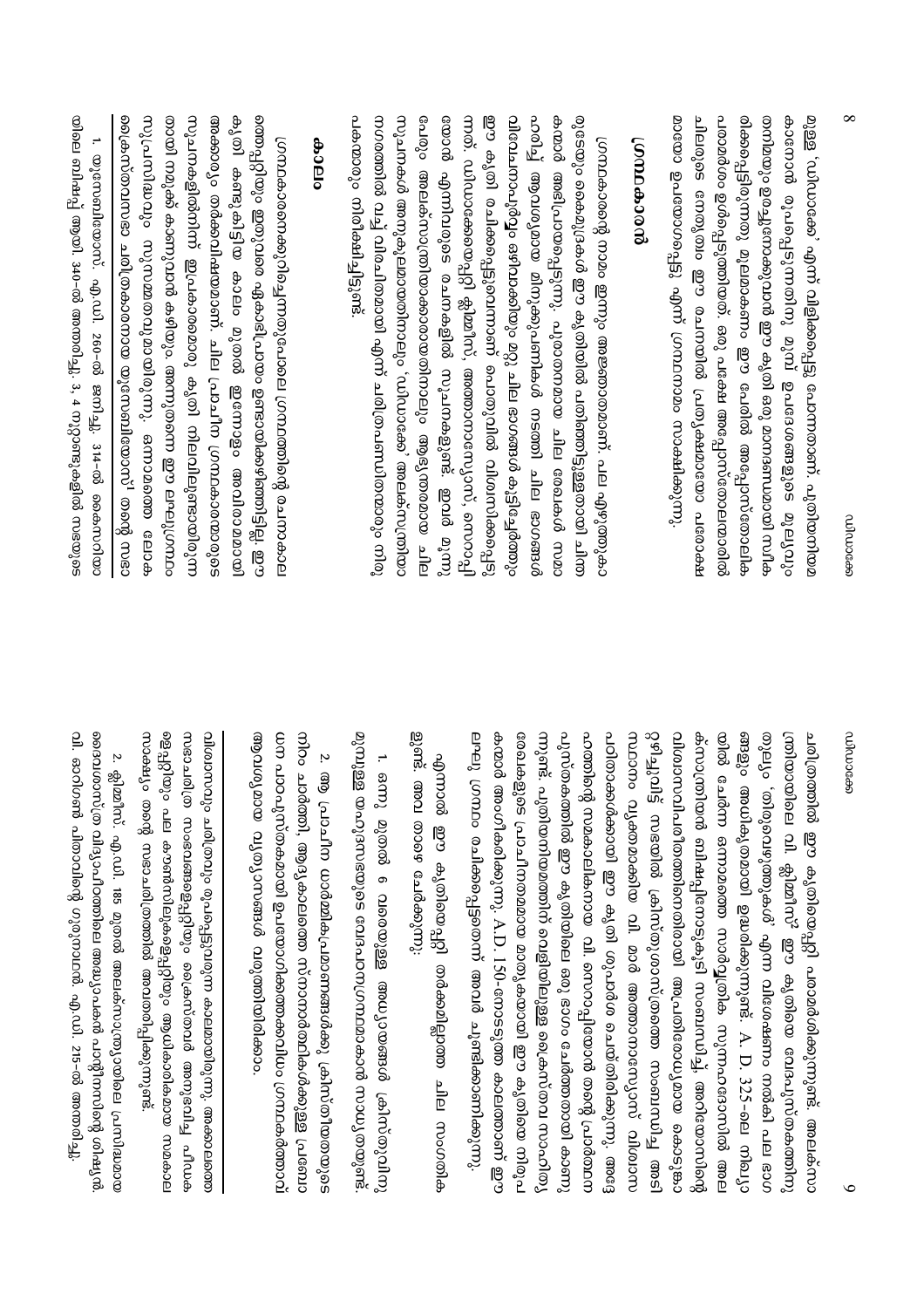മുള്ള 'ഡിഡാക്കേ' എന്ന് വിളിക്കപ്പെട്ടു പോന്നതാണ് പുതിയനിയമ കാനോൻ രൂപപ്പെടുന്നതിനു മുമ്പ് ഉപദേശങ്ങളുടെ മൂലരൂപവും നടത്തിയും ഉദ്ധരിക്കപ്പെടാവുന്ന ഈ കൃതി ഒരു മഹനീയമായി സ്വീകരിക്കപ്പെട്ടിരുന്നു. മൂലമാകണം ഈ പേരിൽ അപ്പോസ്തോലിക പാരമ്പര്യം ഉൾപ്പെട്ടതിൽ. ഒരു പക്ഷെ അപ്പോസ്തോലന്മാർ ചിലരുടെ ഗോത്രം ഈ പേരായിൽ പ്രത്യക്ഷമായോ പരോക്ഷമായോ ഉപയോഗപ്പെട്ട്, എന്ന് ഗ്രന്ഥനാമം സാക്ഷിക്കുന്നു.

## ഗ്രന്ഥകാരൻ

ഗ്രന്ഥകാരന്റെ നാമം ഇന്നും അജ്ഞാതമാണ്. പല എഴുത്തുകാരുടേയും കൈയ്യിലൂടെ ഈ കൃതിയിൽ പരിണാമമുള്ളതായി ചിന്തകന്മാർ അഭിപ്രായപ്പെടുന്നു. പുരാതനമായ ചില രേഖകൾ സമാഹരിച്ച് ആവശ്യമായ തിരുത്തലുകൾ നടത്തി ചില ഭാഗങ്ങൾ വിവേചനപൂർവം ഒഴിവാക്കിയും മറ്റു ചില ഭാഗങ്ങൾ കൂട്ടിച്ചേർത്തും ഈ കൃതി രചിക്കപ്പെട്ടതാണെന്ന് പൊതുവിൽ വിശ്വസിക്കപ്പെടുന്നു. ഡിഡാക്കേയെപ്പറ്റി ക്ലീമ്മീസ്, അത്തനാസ്യോസ്, സെറാപ്പിയോൻ എന്നിവരുടെ രചനകളിൽ സൂചനകളുണ്ട്. ഇവർ മൂന്നു പേരും അലക്സാന്ത്രിയക്കാരായതിനാലും സൂചനകൾ അനുകൂലമായതിനാലും 'ഡിഡാക്കേ' അലക്സാന്ത്രിയാ നഗരത്തിൽ വച്ച് വിരചിതമായി എന്ന് പരിഗണിക്കപ്പെടുന്നു. നിരൂപകന്മാരും നിരീക്ഷിച്ചിട്ടുണ്ട്.

## കാലം

ഗ്രന്ഥകാരനെക്കുറിച്ചുള്ളതുപോലെ ഗ്രന്ഥത്തിന്റെ രചനാകാലത്തെപ്പറ്റിയും ഇതുവരെ ഏകാഭിപ്രായം ഉണ്ടായിക്കഴിഞ്ഞിട്ടില്ല. ഈ കൃതി കണ്ടുകിട്ടിയ കാലം മുതൽ ഇന്നോളം അവിരാമമായി അക്കാര്യം തർക്കവിഷയമാണ്. ചില പ്രാചീന ഗ്രന്ഥകാരന്മാരുടെ സൂചനകളിൽനിന്ന് ഇപ്രകാരമൊരു കൃതി നിലവിലുണ്ടായിരുന്നതായി നമുക്ക് കാണുവാൻ കഴിയും. അന്നുതന്നെ ഈ ലഘുഗ്രന്ഥം സുപരിചിതവും സുസമ്മതവുമായിരുന്നു. ഒന്നാമത്തെ ക്രൈസ്തവസഭാ ചരിത്രകാരനായ യൗസേബിയോസ്[1] തന്റെ സഭാചരിത്രത്തിൽ ഈ കൃതിയെപ്പറ്റി പരാമർശിക്കുന്നുണ്ട്. അലക്സാന്ത്രിയായിലെ വി. ക്ലീമ്മീസ്[2] ഈ കൃതിയെ വേദപുസ്തകത്തിനു തുല്യം 'തിരുവെഴുത്തുകൾ' എന്ന വിശേഷണം നൽകി പല ഭാഗങ്ങളും അധികൃതമായി ഉദ്ധരിക്കുന്നുണ്ട്. A. D. 325-ലെ നിഖ്യായിൽ ചേർന്ന ഒന്നാമത്തെ സാർവ്വത്രിക സുന്നഹദോസിൽ അലക്സാന്ത്രിയൻ ബിഷപ്പിനോടുകൂടി സംബന്ധിച്ച്, അറിയോസിന്റെ വിശ്വാസവിപരീതത്തിനെതിരായി അപ്രതിരോധ്യമായ കോട്ടകെട്ടി നിന്ന സ്ഥാനം വ്യക്തമാക്കിയ വി. മാർ അത്തനാസ്യോസ് വിശ്വാസപരിശീലനത്തിനുവേണ്ടി ഈ കൃതി ശുപാർശ ചെയ്തിരിക്കുന്നു. അദ്ദേഹത്തിന്റെ സമകാലികനായ വി. സെറാപ്പിയോൻ തന്റെ പ്രാർത്ഥനാപുസ്തകത്തിൽ ഈ കൃതിയിലെ ഒരു ഭാഗം ചേർത്തതായി കാണുന്നു. പുതിയനിയമത്തിന് വെളിയിലുള്ള ക്രൈസ്തവ സാഹിത്യരേഖകളുടെ പ്രാചീനതമമായ മാതൃകയായി ഈ കൃതിയെ നിരൂപകന്മാർ അംഗീകരിക്കുന്നു. A.D. 150-നോടടുത്ത കാലത്താണ് ഈ ലഘു ഗ്രന്ഥം രചിക്കപ്പെട്ടതെന്ന് അവർ ചൂണ്ടിക്കാണിക്കുന്നു.

എന്നാൽ ഈ കൃതിയെപ്പറ്റി തർക്കമില്ലാത്ത ചില വസ്തുതകളുണ്ട്. അവ താഴെ ചേർക്കുന്നു:

1. ഒന്നു മുതൽ 6 വരെയുള്ള അദ്ധ്യായങ്ങൾ ക്രിസ്തുവിനു മുമ്പുള്ള യഹൂദന്മാരുടെ വേദപാഠഗ്രന്ഥമാകാൻ സാധ്യതയുണ്ട്.

2. ആ പ്രാചീന ധാർമ്മികപ്രമാണങ്ങൾക്കു ക്രിസ്തീയതയുടെ നിറം ചാർത്തി, ആദ്യകാലത്തെ സ്നാനാർത്ഥികൾക്കുള്ള പ്രബോധന പാഠപുസ്തകമായി ഉപയോഗിക്കത്തക്കവിധം ഗ്രന്ഥകർത്താവ് ആവശ്യമായ വ്യത്യാസങ്ങൾ വരുത്തിയിരിക്കാം.

---

1. യൗസേബിയോസ്. എ.ഡി. 260-ൽ ജനിച്ചു. 314-ൽ കൈസര്യായിലെ ബിഷപ്പ് ആയി. 340-ൽ അന്തരിച്ചു. 3, 4 നൂറ്റാണ്ടുകളിൽ സഭയുടെ വിശ്വാസവും ചരിത്രവും രൂപപ്പെട്ടുവരുന്ന കാലമായിരുന്നു. അക്കാലത്തെ സഭാചരിത്ര സംഭവങ്ങളെപ്പറ്റിയും ക്രൈസ്തവർ അനുഭവിച്ച പീഡകളെപ്പറ്റിയും പല കൗൺസിലുകളെപ്പറ്റിയും ആധികാരികമായ സമകാല സാക്ഷ്യം തന്റെ സഭാചരിത്രത്തിൽ അവതരിപ്പിക്കുന്നുണ്ട്.

2. ക്ലീമ്മീസ്. എ.ഡി. 185 മുതൽ അലക്സാന്ത്രിയായിലെ പ്രസിദ്ധമായ വൈദശാസ്ത്ര വിദ്യാപീഠത്തിലെ അദ്ധ്യാപകൻ. പാന്റീനസിന്റെ ശിഷ്യൻ. വി. ഒറിഗൻ പിതാവിന്റെ ഗുരുനാഥൻ. എ.ഡി. 215-ൽ അന്തരിച്ചു.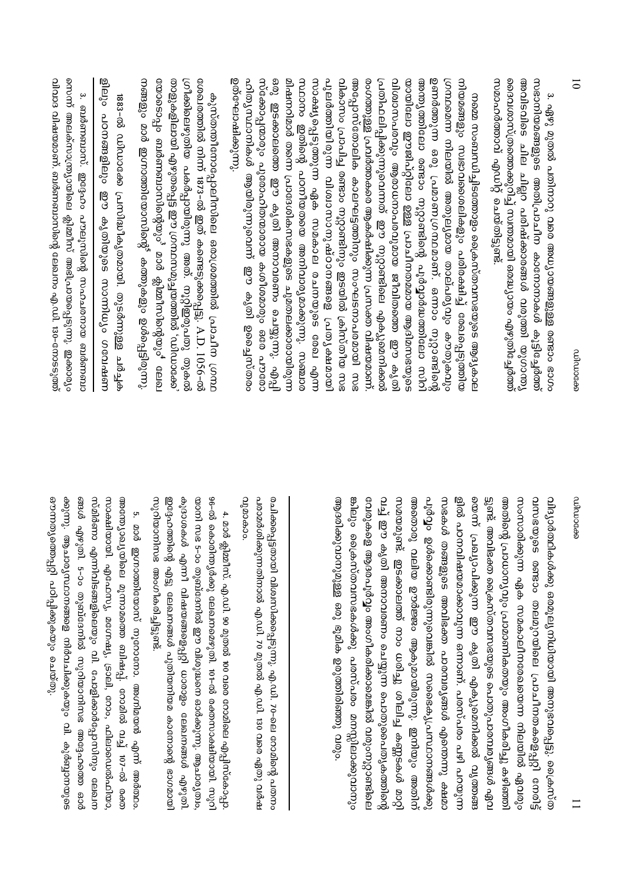3. ഏഴു മുതൽ പതിനാറു വരെ അദ്ധ്യായങ്ങളുടെ രണ്ടാം ഭാഗം സഭാനിയമങ്ങളുടെ അതിപുരാതന കാനോനാകൾ കൂട്ടിച്ചേർത്ത് അവിടവിടെ ചില ചില്ലറ പരിഷ്കാരങ്ങൾ വരുത്തി ആഗോള ദൈവശാസ്ത്രത്തെക്കുറിച്ച് സമഗ്രമായ ഒരദ്ധ്യായം എഴുതിച്ചേർത്ത് സമാഹർത്താവ് എഡിറ്റ് ചെയ്തിട്ടുണ്ട്.

നമ്മെ സംബന്ധിച്ചിടത്തോളം ക്രൈസ്തവസഭയുടെ ആദ്യകാല നിയമങ്ങളും സ്വഭാവവൈശിഷ്ട്യവും പരിശോധിച്ചു വെളിപ്പെടുത്തിയ ഗ്രന്ഥമെന്ന നിലയിൽ അതുല്യമായ താത്പര്യവും കൗതുകവും ഉണർത്തുന്ന ഒരു പ്രമാണഗ്രന്ഥമാണ്. ഒന്നാം നൂറ്റാണ്ടിന്റെ അന്ത്യത്തിലോ രണ്ടാം നൂറ്റാണ്ടിന്റെ പൂർവ്വാർദ്ധത്തിലോ സിറിയായിലോ ഈജിപ്റ്റിലോ ഉള്ള പ്രാചീനതമമായ ആദിമസഭയുടെ വിശ്വാസപരവും ആരാധനാപരവുമായ ജീവിതത്തെ ഈ കൃതി പ്രതിഫലിപ്പിക്കുന്നുവെന്നത് ഈ നൂറ്റാണ്ടിലെ എക്യുമെനിക്കൽ രംഗത്തുള്ള പ്രവർത്തകരെ ആകർഷിക്കുന്ന പ്രസക്ത വിഷയമാണ്. അപ്പോസ്തോലിക കാലഘട്ടത്തിനും സംഘടനാപരമായി സഭ വികാസം പ്രാപിച്ച രണ്ടാം നൂറ്റാണ്ടിനും ഇടയിൽ ക്രിസ്തീയ സഭ പുലർത്തിയിരുന്ന വിശ്വാസാചാരങ്ങളെ പ്രത്യക്ഷമായി സാക്ഷ്യപ്പെടുത്തുന്ന ഏക സമകാലിക രേഖയാണു ഡിഡാക്കെ എന്ന സ്ഥാനം ഇതിന്റെ പഠനത്തെ അനിവാര്യമാക്കുന്നു. സഭയുടെ മിഷനറിമാർ തന്നെ പ്രദേശികസഭകളുടെ ചുമതലക്കാരായിരുന്ന ഒരു ഇടക്കാലത്തെ ഈ കൃതി അനാവരണം ചെയ്യുന്നു. എപ്പിസ്കോപ്പസിയും പൗരോഹിത്യവുമായ കാഴ്ചപ്പാടും ഒക്കെ പൗരോഹിത്യസ്ഥാനികൾ ആയിരുന്നുവെന്ന് ഈ കൃതി ഉദ്ഘോഷിക്കുന്നു.

കുസ്തന്തീനോപ്പോളിസിലെ ഒരു ആശ്രമത്തിൽ പ്രാചീന ഗ്രന്ഥശേഖരത്തിൽ നിന്ന് 1873-ൽ ഇത് കണ്ടെടുക്കപ്പെട്ടു. A.D. 1056-ൽ ഗ്രീക്കിലെഴുതിയ പകർപ്പായിരുന്നു അത്. നൂറ്റിഇരുപതു തുകൽ താളുകളിലായി എഴുതപ്പെട്ട ഈ ഗ്രന്ഥസമുച്ചയത്തിൽ 'ഡിഡാക്കെ'യോടൊപ്പം ബർണബാസിന്റെയും[3] മാർ ക്ലീമീസിന്റെയും[4] ലേഖനങ്ങളും മാർ ഇഗ്നാത്തിയോസിന്റെ[5] കത്തുകളും ഉൾപ്പെടുന്നു.

1883-ൽ ഡിഡാക്കെ പ്രസിദ്ധീകൃതമായി. തുടർന്നുള്ള ചർച്ചകളിലും പഠനങ്ങളിലും ഈ കൃതിയുടെ സ്ഥാനിയം ഗവേഷണ വിദ്യാർത്ഥികൾക്കു ഒരു വെല്ലുവിളിയായി അനുഭവപ്പെട്ടു. ക്രൈസ്തവസഭയുടെ രണ്ടാം തലമുറയിലെ പ്രാചീനതകളെപ്പറ്റി നേരിട്ട് സംസാരിക്കുന്ന ഏക സമകാലീനരേഖയെന്ന നിലയിൽ ഏവരും ഇതിന്റെ പ്രാധാന്യവും പ്രാമാണികതയും അംഗീകരിച്ചു കഴിഞ്ഞിട്ടുണ്ട്. അവിഭക്ത ക്രൈസ്തവസഭയുടെ പൈതൃകസമ്പത്തുകൾ ഏവരെയും പ്രബുദ്ധമാക്കുന്ന ഈ കൃതി എക്യുമെനിക്കൽ വൃത്തങ്ങളിൽ പഠനവിഷയമാക്കാവുന്ന ഒന്നാണ്. പരസ്പരം പഴി പറയുന്ന സഭകൾ തങ്ങളുടെ അവിഭക്ത പാരമ്പര്യങ്ങൾ എന്തെന്നു ക്ഷമാപൂർവ്വം ഉൾക്കൊണ്ടിരുന്നെങ്കിൽ സഭൈക്യപ്രസ്ഥാനങ്ങൾക്കു അതൊരു വലിയ ഊർജ്ജം ആകുമായിരുന്നു. ഇനിയും അതിന് സമയമുണ്ട്. ഇടക്കാലത്ത് നാം ധരിച്ചു ശീലിച്ച കണ്ണടകൾ മാറ്റിവച്ച് ഈ കൃതി അനാവരണം ചെയ്യുന്ന പൈതൃകസമ്പത്തിന്റെ വേരുകളെ ആദരപൂർവ്വം അംഗീകരിക്കാമെങ്കിൽ വരുംനൂറ്റാണ്ടിലെങ്കിലും ക്രൈസ്തവസഭകൾക്കു പരസ്പരം മനസ്സിലാക്കുവാനും ആദരിക്കുവാനുമുള്ള ഒരു ഭൂമിക ഉരുത്തിരിഞ്ഞു വരും.

---

3. ബർണബാസ്: ഇദ്ദേഹം പൗലോസിന്റെ സഹപ്രവർത്തകനായ ബർണബാസൊന്ന് അലക്സന്ത്രിയയിലെ ക്ലീമീസ് അഭിപ്രായപ്പെടുന്നു. ഇക്കാര്യം വിവാദ വിഷയമാണ്. ബർണബാസിന്റെ ലേഖനം എ.ഡി. 130-നോടടുത്ത് രചിക്കപ്പെട്ടതായി വിശ്വസിക്കപ്പെടുന്നു. എ.ഡി. 70-ലെ റോമിന്റെ പതനം പരാമർശിക്കുന്നതിനാൽ എ.ഡി. 70 മുതൽ എ.ഡി. 130 വരെ ഏതു വർഷവുമാകാം.

4. മാർ ക്ലീമീസ്: എ.ഡി. 90 മുതൽ 100 വരെ റോമിലെ എപ്പിസ്കോപ്പ. 96-ൽ കൊരിന്ത്യർക്കു ലേഖനമെഴുതി. 101-ൽ രക്തസാക്ഷിയായി. സുറിയാനി സഭ 5-ാം നൂറ്റാണ്ടിൽ ഈ വിശുദ്ധനെ ഓർക്കുന്നു. ആചാര്യനും ക്ലീമീസ് എന്നീ വിഷയങ്ങളെപ്പറ്റി ധാരാളം ലേഖനങ്ങൾ എഴുതി. ഇദ്ദേഹത്തിന്റെ എട്ടു ലേഖനങ്ങൾ പുതിയനിയമ കാനോന്റെ ഭാഗമായി സുറിയാനിസഭ അംഗീകരിച്ചിട്ടുണ്ട്.

5. മാർ ഇഗ്നാത്തിയോസ് നൂറോനോ. അന്ത്യോഖ്യയിലെ മൂന്നാമത്തെ ബിഷപ്പ്. റോമിൽ വച്ച് 107-ൽ രക്തസാക്ഷിയായി. എഫേസ്യ, മഗ്നേഷ്യ, ട്രാലി, റോമാ, ഫിലദെൽഫിയാ, സ്മിർണാ എന്നിവിടങ്ങളിലെയും വി. പോളിക്കാർപ്പിനും ലേഖനങ്ങൾ എഴുതി. 5-ാം നൂറ്റാണ്ടിൽ സുറിയാനിസഭ അദ്ദേഹത്തെ ഓർമ്മിക്കുന്നു. എപ്പിസ്കോപ്പാസഭകളെ നിർവചിക്കുകയും വി. കുർബ്ബാനയുടെ രഹസ്യത്തെപ്പറ്റി പഠിപ്പിക്കുകയും ചെയ്തു.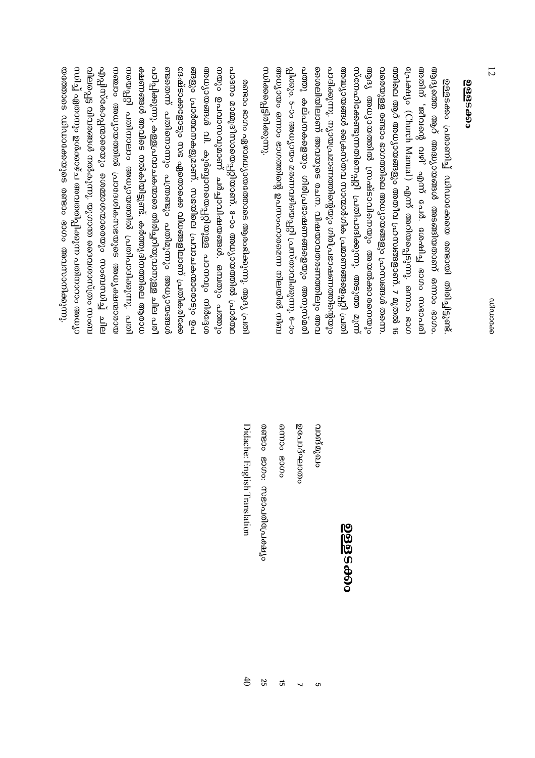## ഉള്ളടക്കം

ഉള്ളടക്കം പ്രമാണിച്ച് ഡിഡാക്കെയെ രണ്ടായി തിരിച്ചിട്ടുണ്ട്. ആദ്യത്തെ ആറ് അദ്ധ്യായങ്ങൾ അടങ്ങിയതാണ് ഒന്നാം ഭാഗം. അതിന് 'ജീവന്റെ വഴി' എന്ന് പേര്. ശേഷിച്ച ഭാഗം സഭാപരിപ്രേക്ഷ്യം (Church Manual) എന്ന് അറിയപ്പെടുന്നു. ഒന്നാം ഭാഗത്തിലെ ആറ് അദ്ധ്യായങ്ങളും അതീവ ഹ്രസ്വങ്ങളാണ്. 7 മുതൽ 16 വരെയുള്ള രണ്ടാം ഭാഗത്തിലെ അദ്ധ്യായങ്ങളും ഹ്രസ്വങ്ങൾ തന്നെ. ആദ്യ അദ്ധ്യായത്തിൽ സ്രഷ്ടാവിനെയും അയൽക്കാരെയും സ്നേഹിക്കേണ്ടുന്നതിനെപ്പറ്റി പ്രതിപാദിക്കുന്നു. അടുത്ത മൂന്ന് അദ്ധ്യായങ്ങൾ ക്രൈസ്തവ സന്മാർഗ്ഗിക പ്രമാണങ്ങളെപ്പറ്റി പ്രതിപാദിക്കുന്നു. ന്യായപ്രമാണത്തിന്റെയും ഗിരിപ്രഭാഷണത്തിന്റെയും ശൈലിയിലാണ് അവയുടെ രചന. വിഷയാവതരണത്തിലും അവ പത്തു കല്പനകളെയും ഗിരിപ്രഭാഷണങ്ങളെയും അനുസ്മരിപ്പിക്കും. 5-ാം അദ്ധ്യായം മരണവഴിയെപ്പറ്റി പ്രസ്താവിക്കുന്നു. 6-ാം അദ്ധ്യായം ഒന്നാം ഭാഗത്തിന്റെ ഉപസംഹാരമെന്ന നിലയിൽ നൽകപ്പെട്ടിരിക്കുന്നു.

രണ്ടാം ഭാഗം ജ്ഞാനസ്നാനത്തോടെ ആരംഭിക്കുന്നു. ആദ്യ പ്രതിപാദനം മാമ്മോദീസായെപ്പറ്റിയാണ്. 8-ാം അദ്ധ്യായത്തിൽ പ്രാർത്ഥനയും ഉപവാസവുമാണ് ചർച്ചാവിഷയങ്ങൾ. ഒമ്പതും പത്തും അദ്ധ്യായങ്ങൾ വി. കുർബ്ബാനയെപ്പറ്റിയുള്ള പഠനവും നിർദ്ദേശങ്ങളും പ്രാർത്ഥനകളുമാണ്. സഭയിലെ പ്രവാചകന്മാരോടും ഉപദേഷ്ടാക്കളോടും സഭ ഏതൊക്കെ വിധങ്ങളിലാണ് പ്രതികരിക്കേണ്ടതെന്ന് പതിനൊന്നും പന്ത്രണ്ടും പതിമൂന്നും അദ്ധ്യായങ്ങൾ പഠിപ്പിക്കുന്നു. കള്ളപ്രവാചകന്മാരെ തിരിച്ചറിയുവാനുള്ള ചില പരീക്ഷണങ്ങൾ അവിടെ നൽകിയിട്ടുണ്ട്. കർതൃദിനത്തിലെ ആരാധനയെപ്പറ്റി പതിനാലാം അദ്ധ്യായത്തിൽ പ്രതിപാദിക്കുന്നു. പതിനഞ്ചാം അദ്ധ്യായത്തിൽ പ്രാദേശികസഭയുടെ അദ്ധ്യക്ഷന്മാരായ എപ്പിസ്കോപ്പാമാരെയും ശെമ്മാശന്മാരെയും സംബന്ധിച്ച് ചില വിശദവിവരങ്ങൾ നൽകുന്നു. യുഗാന്ത ദൈവരാജ്യത്തെ സംബന്ധിച്ച് ഏതാനും ഉൾക്കാഴ്ച അടങ്ങിയിരിക്കുന്ന പതിനാറാം അദ്ധ്യായത്തോടെ ഡിഡാക്കെയുടെ രണ്ടാം ഭാഗം അവസാനിക്കുന്നു.

# ഉള്ളടക്കം

| | |
|---|---|
| വാങ്മുഖം | 5 |
| ഉപോദ്ഘാതം | 7 |
| ഒന്നാം ഭാഗം | 15 |
| രണ്ടാം ഭാഗം: സഭാപരിപ്രേക്ഷ്യം | 25 |
| Didache: English Translation | 40 |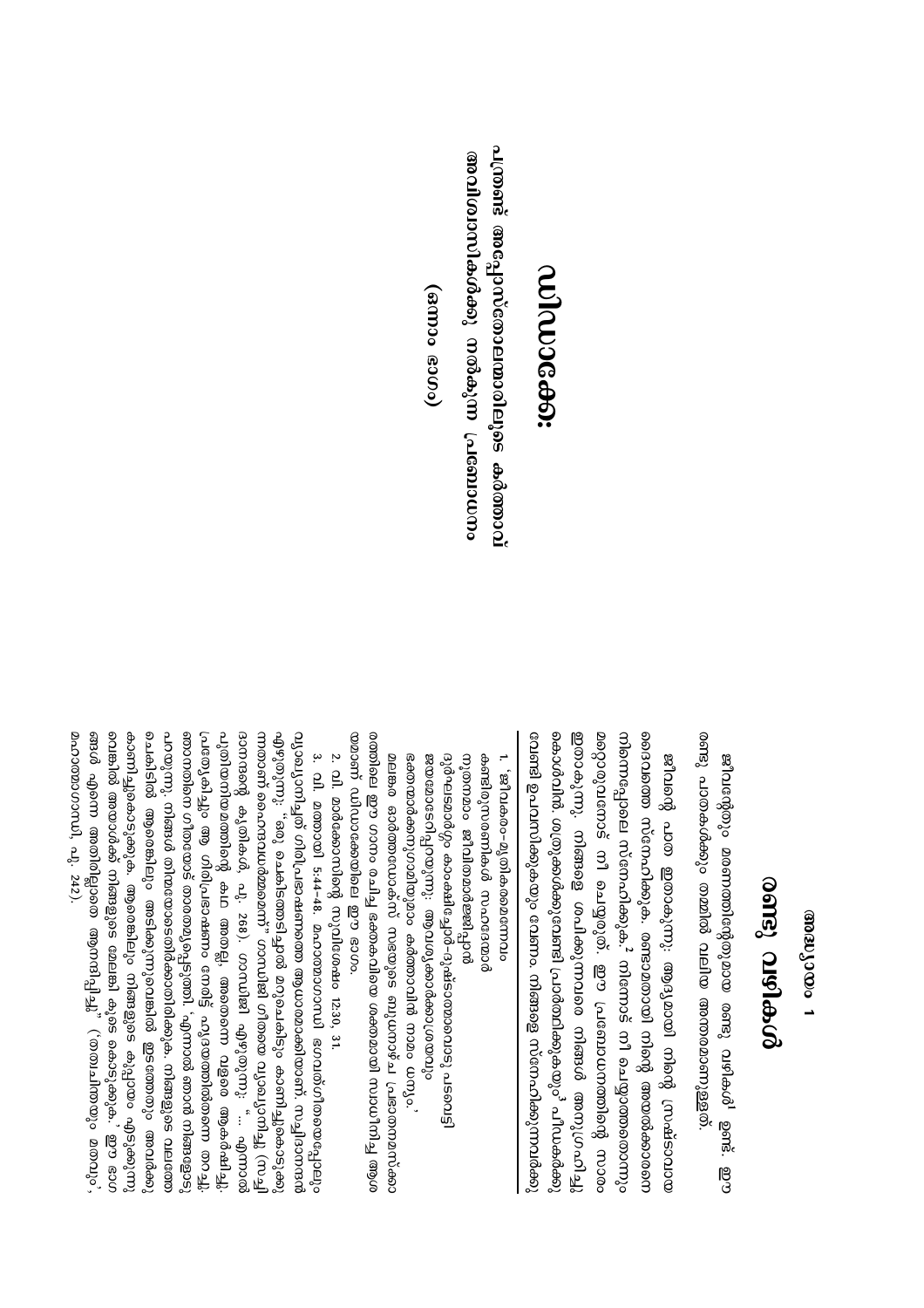# വിശ്വാസം:

## പത്രോസ് അപ്പോസ്തലന്മാരിലൂടെ കർത്താവ് അവിശ്വാസികൾക്കു നൽകുന്ന പ്രബോധനം

(ഒന്നാം ഭാഗം)

### അദ്ധ്യായം 1

## രണ്ടു വഴികൾ

ജീവന്റേയും മരണത്തിന്റേതുമായ രണ്ടു വഴികൾ[1] ഉണ്ട്. ഈ രണ്ടു പാതകൾക്കും തമ്മിൽ വലിയ അന്തരമാണുള്ളത്.

ജീവന്റെ പാത ഇതാകുന്നു: ആദ്യമായി നിന്റെ സ്രഷ്ടാവായ ദൈവത്തെ സ്നേഹിക്കുക. രണ്ടാമതായി നിന്റെ അയൽക്കാരനെ നിന്നെപ്പോലെ സ്നേഹിക്കുക.[2] നിന്നോട് നീ ചെയ്യരുതാത്തതൊന്നും മറ്റുള്ളവരോട് നീ ചെയ്യരുത്. ഈ പ്രബോധനത്തിന്റെ സാരം ഇതാകുന്നു: നിങ്ങളെ ശപിക്കുന്നവരെ നിങ്ങൾ അനുഗ്രഹിച്ചു കൊൾവിൻ. ശത്രുക്കൾക്കുവേണ്ടി പ്രാർത്ഥിക്കുകയും[3] പീഡകർക്കു വേണ്ടി ഉപവസിക്കുകയും വേണം. നിങ്ങളെ സ്നേഹിക്കുന്നവർക്കു

---

1. 'ജീവകരം-മൃതികരമെന്നോ
കണ്ടിരുവഴികൾ സഹോദര!
നൂതനം ജീവിതമാർഗ്ഗമിപ്പോൾ
ദുർഘടമേറ്റം കാക്ഷിച്ചോർ-ദുഷ്ടതമേവും പടവഴി
ജയമോടേറിപ്പോകുന്നു: ആവശ്യക്കാരേറെയും
ഭക്തന്മാർക്കനുഗ്രഹമിതും കർത്താവിൻ നാമം ധന്യം.'
മലങ്കര ഓർത്തഡോക്സ് സഭയുടെ ബുധനാഴ്ച പ്രഭാതനമസ്കാരത്തിലെ ഈ ഗാനം ചെമ്പിച്ച ഭക്തകവിയെ ശക്തമായി സ്വാധീനിച്ച ആശയമാണ് ഡിഡാക്കെയിലെ ഈ ഭാഗം.

2. വി. മർക്കോസിന്റെ സുവിശേഷം 12:30, 31.

3. വി. മത്തായി 5:44-48. മഹാത്മാഗാന്ധി ഭഗവത്ഗീതയെപ്പോലെ വ്യാഖ്യാനിച്ചത് ഗിരിപ്രഭാഷണത്തെ ആയിരുന്നു. സുവിശേഷത്തിൽ നിന്ന് എഴുതുന്നു: 'ഒരു ചെകിട്ടത്തടിച്ചാൽ മറുചെകിടും കാണിച്ചുകൊടുക്കുന്നവൻ ദൈവഭയഭക്തനാണ്' ഗാന്ധിജി ഗീതയെ വ്യാഖ്യാനിച്ചു (ഗാന്ധിജിയുടെ കൃതികൾ, പു. 268). ഗാന്ധിജി എഴുതുന്നു: '... എന്നാൽ പുതിയനിയമത്തിന്റെ കഥ അതല്ല, അതെന്നെ വളരെ ആകർഷിച്ചു. പ്രത്യേകിച്ചും ആ ഗിരിപ്രഭാഷണം നേരിട്ട് ഹൃദയത്തിലേക്കു തന്നെ തറച്ചു. ഞാനതിനെ ഗീതയോട് താരതമ്യപ്പെടുത്തി. 'എന്നാൽ ഞാൻ നിങ്ങളോടു പറയുന്നു, നിങ്ങൾ തിന്മയോടെതിർക്കാതിരിക്കുക. നിങ്ങളുടെ വലത്തേ ചെകിട്ടിൽ ആരെങ്കിലും അടിക്കുന്നുവെങ്കിൽ ഇടത്തേതും അവർക്കു കാണിച്ചുകൊടുക്കുക. ആരെങ്കിലും നിങ്ങളുടെ കുപ്പായം എടുക്കുന്നുവെങ്കിൽ അവർക്ക് നിങ്ങളുടെ മേലങ്കി കൂടെ കൊടുക്കുക.' ഈ ഭാഗം എന്നെ അതിരില്ലാതെ ആനന്ദിപ്പിച്ചു' (തത്വചിന്തയും മതവും, മഹാത്മാഗാന്ധി, പു. 242).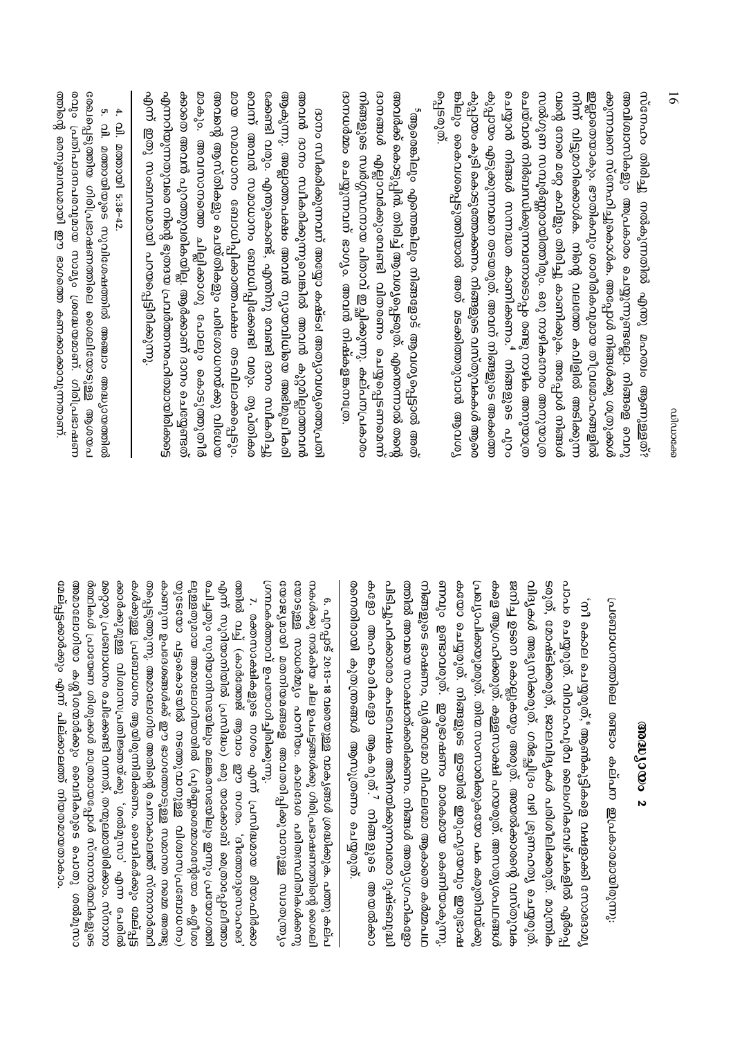സ്നേഹം തിരിച്ചു നൽകുന്നതിൽ എന്തു മഹത്വം ആണുള്ളത്? അവിശ്വാസികളും അപ്രകാരം ചെയ്യുന്നില്ലേ. നിങ്ങളെ വെറുക്കുന്നവരെ സ്നേഹിച്ചുകൊൾക. അപ്പോൾ നിങ്ങൾക്കു ശത്രുക്കൾ ഉണ്ടാവുകയില്ല. ജഡികവും ശാരീരികവുമായ തൃഷ്ണകളിൽ നിന്ന് വിട്ടുമാറിക്കൊൾക. നിന്റെ വലത്തെ കവിളിൽ അടിക്കുന്നവന്റെ നേരെ മറ്റെ കവിളും തിരിച്ചു കാണിക്കുക. അപ്പോൾ നിങ്ങൾ സമ്പൂർണ്ണനായിത്തീരും. ഒരു നാഴികനേരം അന്യനോടൊപ്പം നടക്കാൻ നിങ്ങൾ നിർബന്ധിക്കപ്പെടുമ്പോൾ രണ്ടു നാഴിക അവനോടൊപ്പം പോകുക.[4] നിങ്ങളുടെ പുറം കുപ്പായം എടുക്കുന്നവനെ തടയരുത്. അവന് നിങ്ങളുടെ അങ്കിയും കൂടി കൊടുത്തേക്കണം. നിങ്ങളുടെ വസ്തുവകകൾ ആരെങ്കിലും കൈവശപ്പെടുത്തിയാൽ അത് മടക്കിത്തരുവാൻ ആവശ്യപ്പെടരുത്.

[5]ആരെങ്കിലും എന്തെങ്കിലും നിങ്ങളോട് ആവശ്യപ്പെട്ടാൽ അത് അവർക്ക് കൊടുപ്പിൻ. തിരിച്ച് ആവശ്യപ്പെടരുത്. എന്തെന്നാൽ തന്റെ ദാനങ്ങൾ എല്ലാവർക്കും വേണ്ടി വിതരണം ചെയ്യപ്പെടണമെന്ന് നിങ്ങളുടെ സ്വർഗ്ഗസ്ഥനായ പിതാവ് ഇച്ഛിക്കുന്നു. കല്പനപ്രകാരം ദാനധർമ്മം ചെയ്യുന്നവർ ഭാഗ്യം. അവൻ നിഷ്കളങ്കനത്രേ.

ദാനം സ്വീകരിക്കുന്നവന് അത്യാവശ്യമുണ്ടെങ്കിൽ അവൻ ദാനം സ്വീകരിക്കുന്നുവെങ്കിൽ അവൻ കുറ്റമില്ലാത്തവൻ ആകുന്നു. അല്ലാത്തപക്ഷം അവൻ ന്യായവിധിയെ അഭിമുഖീകരിക്കേണ്ടി വരും. എന്തുകൊണ്ട്, എന്തിനു വേണ്ടി ദാനം സ്വീകരിച്ചു എന്ന് അവൻ സമാധാനം ബോധിപ്പിക്കേണ്ടി വരും. തൃപ്തികരമായ സമാധാനം ബോധിപ്പിക്കാത്തപക്ഷം തടവിലാക്കപ്പെടും. അവന്റെ ആസ്തികളും ചെയ്തികളും പരിശോധനയ്ക്കു വിധേയമാകും. അവസാനത്തെ ചില്ലിക്കാശു പോലും കൊടുത്തുതീർക്കാതെ അവൻ പുറത്തുവരികയില്ല. ആർക്കാണ് ദാനം ചെയ്യേണ്ടത് എന്നറിയുന്നതുവരെ നിന്റെ ദാനം പ്രവർത്തനരഹിതമായിരിക്കട്ടെ എന്ന് ഇതു സംബന്ധമായി പറയപ്പെട്ടിരിക്കുന്നു.

---

4. വി. മത്തായി 5:38-42.

5. വി. മത്തായിയുടെ സുവിശേഷത്തിൽ അഞ്ചാം അദ്ധ്യായത്തിൽ രേഖപ്പെടുത്തിയ ഗിരിപ്രഭാഷണത്തിലെ ചൈതന്യത്തോടുള്ള ആശയപരവും പ്രബോധനപരവുമായ സാമ്യം ശ്രദ്ധേയമാണ്. ഗിരിപ്രഭാഷണത്തിന്റെ ലഘുരൂപമായി ഈ ഭാഗത്തെ കണക്കാക്കാവുന്നതാണ്.

## അദ്ധ്യായം 2

പ്രബോധനത്തിലെ രണ്ടാം കല്പന ഇപ്രകാരമായിരുന്നു:

'നീ കൊല ചെയ്യരുത്,[6] ആൺകുട്ടികളെ വഷളാക്കി ദോഷവൃത്തി ചെയ്യരുത്, വിവാഹേതര ലൈംഗികവേഴ്ചകളിൽ ഏർപ്പെടരുത്, മോഷ്ടിക്കരുത്, ജാലവിദ്യകൾ പരിശീലിക്കരുത്, മന്ത്രവിദ്യകൾ അഭ്യസിക്കരുത്, ഗർഭച്ഛിദ്രം വഴി ഭ്രൂണഹത്യ ചെയ്യരുത്. ജനിച്ച ഉടനെ കൊല്ലുകയും അരുത്. അയൽക്കാരന്റെ വസ്തുവകകളെ ആഗ്രഹിക്കരുത്. കള്ളസാക്ഷി പറയരുത്. അസത്യപ്രചരണങ്ങൾ പ്രചരിപ്പിക്കരുത്. തിന്മ സംസാരിക്കുകയോ പക കരുതിവയ്ക്കുകയോ ചെയ്യരുത്. നിങ്ങളുടെ ഇടയിൽ ഇരുസ്വഭാവവും ഇരുഭാഷണവും ഉണ്ടാവരുത്. ഇരുഭാഷണം മാരകമായ കെണിയാകുന്നു. നിങ്ങളുടെ ഭാഷണം, പൂർത്തിയോ വിഫലമോ ആകാതെ കർമ്മത്തിൽ അവയെ സാക്ഷാത്ക്കരിക്കണം. നിങ്ങൾ അത്യാഗ്രഹികളോ പിടിച്ചുപറിക്കാരോ കപടവേഷം അണിയുന്നവരോ ദുഷ്ടബുദ്ധികളോ അഹങ്കാരികളോ ആകരുത്.[7] നിങ്ങളുടെ അയൽക്കാരനെതിരായി കുതന്ത്രങ്ങൾ ആസൂത്രണം ചെയ്യരുത്.

6. പുറപ്പാട് 20:13-18 വരെയുള്ള വാക്യങ്ങൾ ശ്രദ്ധിക്കുക. പത്തു കല്പനകൾക്കു നൽകിയ ചില ഉപദേശങ്ങൾക്ക് ഗിരിപ്രഭാഷണത്തിന്റെ ചൈതന്യത്തോടുള്ള സാമ്യവും പ്രകടമാണ്. കാലദേശ പരിതസ്ഥിതികൾക്കനുയോജ്യമായി മന്ത്രങ്ങളെ അവതരിപ്പിക്കുവാനുള്ള സ്വാതന്ത്ര്യം ഗ്രന്ഥകർത്താവ് ഉപയോഗിച്ചിരിക്കുന്നു.

7. രക്തസാക്ഷികളുടെ നഗരം എന്ന് പ്രസിദ്ധമായ മിലാപ്പിക്കാ ഗ്രാമത്തിൽ വച്ച് (ഓക്സിറിങ്കസ് ആണ് ഈ നഗരം. 'ചിലന്തിനഗരം' എന്ന് സുവിശേഷത്തിൽ വിവക്ഷ) ഒരു യവനഗ്രന്ഥം കണ്ടെടുക്കപ്പെട്ടു. ഗ്രീക്കുഭാഷയിൽ ലിഖിതമായ അതിലെ ഭാഗങ്ങൾ (പ്രത്യേകിച്ച് ഒന്നും രണ്ടും അദ്ധ്യായങ്ങൾ) ഈ ഭാഗത്തോടുള്ള സാമ്യം നമ്മെ അദ്ഭുതപ്പെടുത്തുന്നു. അങ്ങനെയുള്ള അതിന്റെ ചെറുഭാഗങ്ങളിൽ സ്നാനാർത്ഥികൾക്കുള്ള പ്രബോധനം ആയിരുന്നിരിക്കണം. വൈദികർക്കും ശെമ്മാശന്മാർക്കുമുള്ള വിശ്വാസപ്രതിജ്ഞയ്ക്കു 'ശമ്മൂസാ' എന്ന പേരിൽ ഉപയോഗിച്ചുവന്നിരുന്നു. തന്മൂലമായിരിക്കാം സ്നാനാർത്ഥികൾ പ്രധാന ശിശ്യർക്ക് മാത്രമേപ്പോൾ സ്നാനാർത്ഥികളുടെ അദ്ധ്യേതാവായി കൂട്ടിയോജിക്കും വൈദികരുടെ പെരു ശമ്മൂസാ ഉപയോഗിക്കാനും എന്ന് പിരിക്കലർത്ത് നിയതമായിരിക്കാം.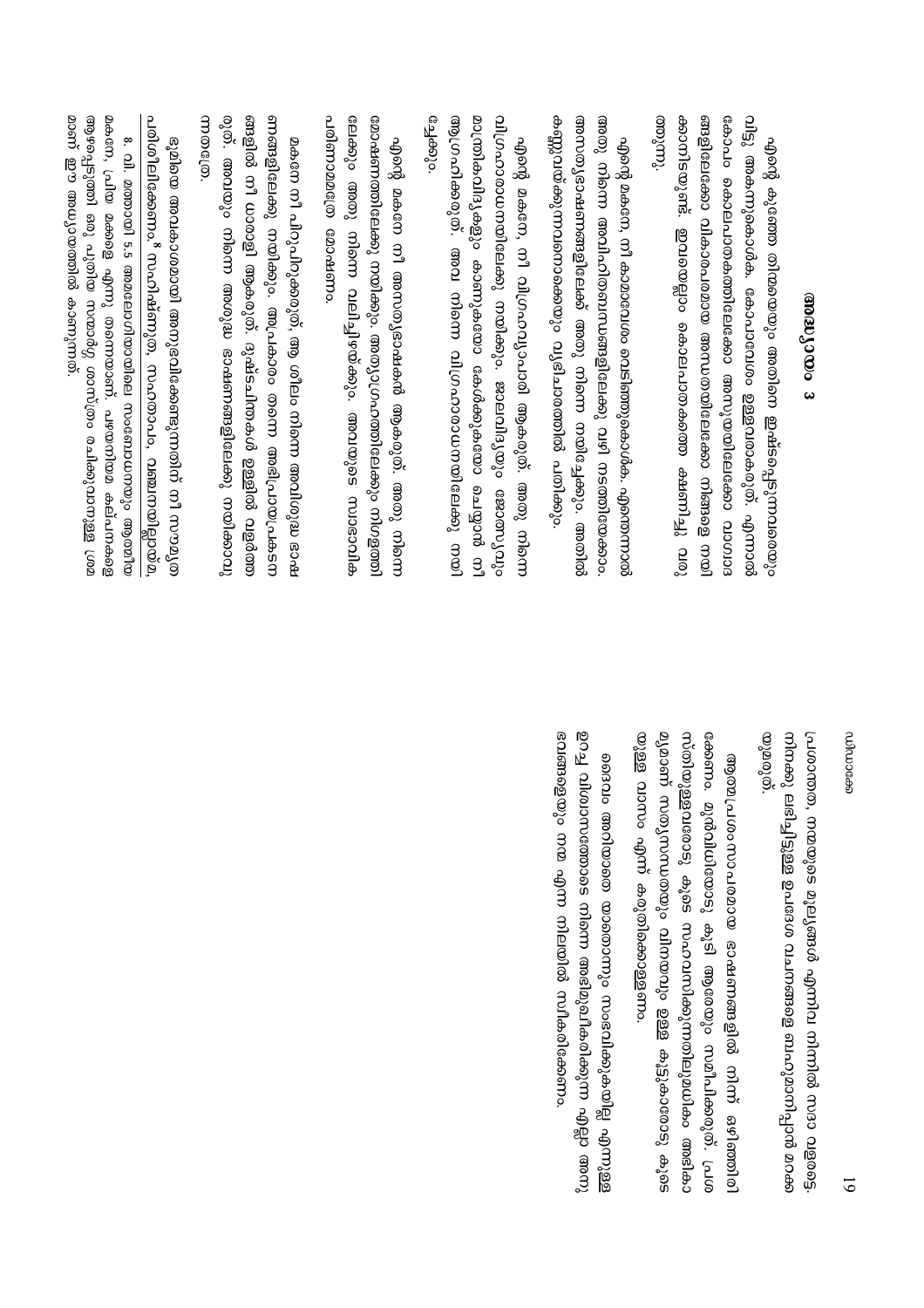പ്രാർത്ഥന, നന്മയുടെ മൂല്യങ്ങൾ എന്നിവ നിന്നിൽ സദാ വളരട്ടെ. നിനക്കു ലഭിച്ചിട്ടുള്ള ഉപദേശ വചനങ്ങളെ ബഹുമാനിപ്പാൻ മനസ്സുള്ളത്.

ആത്മപ്രശംസാപരമായ ഭാഷണങ്ങളിൽ നിന്ന് ഒഴിഞ്ഞിരിക്കേണം. മുൻവിധിയോടു കൂടി ആരെയും സമീപിക്കരുത്. പ്രശസ്തിയുള്ളവരോടു കൂടെ സഹവസിക്കുന്നതിലുമധികം അഭികാമ്യമാണ് സത്യസന്ധതയും വിനയവും ഉള്ള കൂട്ടുകാരോടു കൂടെയുള്ള വാസം എന്ന് കരുതിക്കൊള്ളണം.

ദൈവം അറിയാതെ യാതൊന്നും സംഭവിക്കുകയില്ല എന്നുള്ള ഉറച്ച വിശ്വാസത്തോടെ നിന്നെ അഭിമുഖീകരിക്കുന്ന എല്ലാ അനുഭവങ്ങളെയും നന്മ എന്ന നിലയിൽ സ്വീകരിക്കേണം.

## അദ്ധ്യായം 3

എന്റെ കുഞ്ഞേ തിന്മയും അതിനെ ഇഷ്ടപ്പെടുന്നവരെയും വിട്ടു അകന്നുകൊൾക. കോപാവേശം ഉള്ളവനാകരുത്. എന്നാൽ കോപം കൊലപാതകത്തിലേക്കോ അന്യായത്തിലേക്കോ വഴക്കുകളിലേക്കോ വികാരപരമായ അസ്വസ്ഥതയിലേക്കോ നിന്നെ നയിക്കാനിടയുണ്ട്. ഇവയെല്ലാം കൊലപാതകത്തെ ക്ഷണിച്ചു വരുത്തുന്നു.

എന്റെ മകനേ, നീ കാമമോഹം വെടിഞ്ഞുകൊൾക. എന്തെന്നാൽ അതു നിന്നെ അവിഹിതബന്ധങ്ങളിലേക്കു വഴി നടത്തിയേക്കാം. അനാശാസ്യഭാഷണങ്ങളിലേക്ക് അതു നിന്നെ നയിച്ചേക്കും. അതിൽ കണ്ണുവയ്ക്കുന്നവനെയും വ്യഭിചാരത്തിൽ പതിക്കും.

എന്റെ മകനേ, നീ വിഗ്രഹപൂജാരി ആകരുത്. അതു നിന്നെ വിഗ്രഹാരാധനയിലേക്കു നയിക്കും. ജലവിദ്യയും ജ്യോതിഷവും മന്ത്രവിദ്യകളും കാണുകയോ കേൾക്കുകയോ ചെയ്യാൻ നീ ആഗ്രഹിക്കരുത്. അവ നിന്നെ വിഗ്രഹാരാധനയിലേക്കു നയിച്ചേക്കും.

എന്റെ മകനേ നീ അസത്യഭാഷകൻ ആകരുത്. അതു നിന്നെ മോഷണത്തിലേക്കു നയിക്കും. അത്യാഗ്രഹത്തിലേക്കും നിഗളത്തിലേക്കും അതു നിന്നെ വലിച്ചിഴയ്ക്കും. അവയുടെ സ്വാഭാവിക പരിണാമമത്രേ മോഷണം.

മകനേ നീ പിറുപിറുക്കരുത്, ആ ശീലം നിന്നെ അധിക്ഷേപ ഭാഷണങ്ങളിലേക്കു നയിക്കും. അഹങ്കാരം തന്നെ അഭിപ്രായപ്രകടനങ്ങളിൽ നീ ധാർഷ്ട്യി ആകരുത്. ദുഷ്ടചിന്തകൾ ഉള്ളിൽ വളർത്തരുത്. അവയും നിന്നെ അശുദ്ധ ഭാഷണങ്ങളിലേക്കു നയിക്കാവുന്നതത്രേ.

ഭൂമിയെ അവകാശമായി അനുഭവിക്കേണ്ടുന്നതിന് നീ സൗമ്യത പരിശീലിക്കേണം.[8] സഹിഷ്ണുത, സഹതാപം, വഞ്ചനയില്ലായ്മ,

---

8. വി. മത്തായി 5.5 അഷ്ടഭാഗ്യങ്ങളിലെ സംബോധനയും ആത്മീയ മകനേ, പ്രിയ മക്കളെ എന്നു തന്നെയാണ്. പഴയനിയമ കല്പനകളെ ആഴപ്പെടുത്തി ഒരു പുതിയ സന്മാർഗ്ഗ ശാസ്ത്രം രചിക്കുവാനുള്ള ശ്രമമാണ് ഈ അധ്യായത്തിൽ കാണുന്നത്.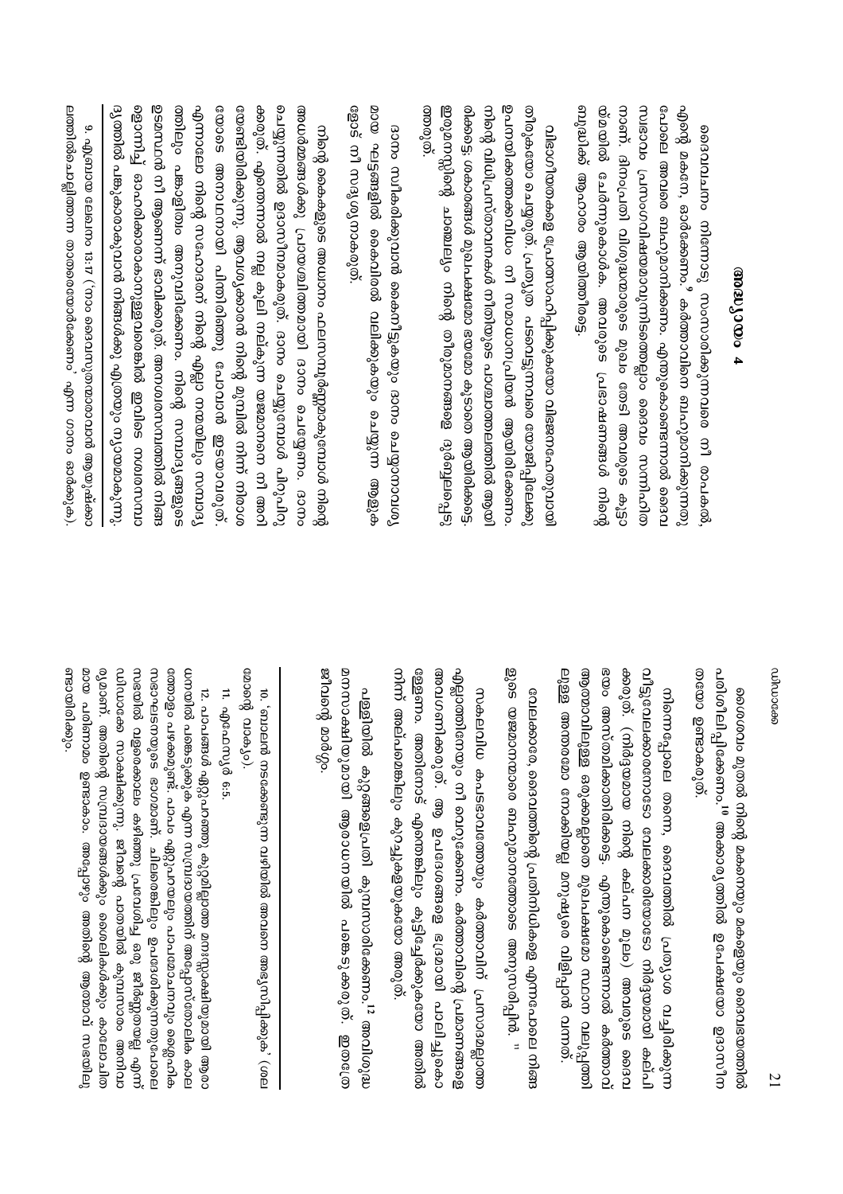## അദ്ധ്യായം 4

ദൈവവചനം നിന്നോടു സംസാരിക്കുന്നവരെ നീ രാപകൽ, എന്റെ മകനേ, ഓർക്കേണം.[9] കർത്താവിനെ ബഹുമാനിക്കുന്നതു പോലെ അവരെ ബഹുമാനിക്കണം. എന്തുകൊണ്ടെന്നാൽ ദൈവസ്വഭാവം പ്രസംഗവിഷയമാവുന്നിടത്തെല്ലാം ദൈവം സന്നിഹിതനാണ്. ദിനംപ്രതി വിശുദ്ധന്മാരുടെ മുഖം തേടി അവരുടെ കൂട്ടായ്മയിൽ ചേർന്നുകൊൾക. അവരുടെ പ്രഭാഷണങ്ങൾ നിന്റെ ബുദ്ധിക്ക് ആഹാരം ആയിത്തീരട്ടെ.

വിഭാഗീയതകളെ പ്രോത്സാഹിപ്പിക്കുകയോ വിഭജനമുണ്ടാവാനായി തീരുകയോ ചെയ്യരുത്. പ്രത്യുത പരസ്പരം പടവെട്ടുന്നവരെ യോജിപ്പിലേക്കു ഉപനയിക്കുകയും നീ ന്യായമായി വിധിക്കണം. നിന്റെ വിധിപ്രസ്താവനകൾ നീതിയുടെ പാരമ്യതയിൽ ആയിരിക്കട്ടെ; തെറ്റുകൾ മുഖപക്ഷമോ ഭേദമോ കൂടാതെ ആയിരിക്കട്ടെ. ഇരുമനസ്സിന്റെ ചാഞ്ചല്യം നിന്റെ തീരുമാനങ്ങളെ ദുർബ്ബലപ്പെടുത്തരുത്.

ദാനം സ്വീകരിക്കുവാൻ കൈനീട്ടുകയും ദാനം ചെയ്യുവാനവസരമായ ഘട്ടങ്ങളിൽ കൈപിന്നിൽ വലിക്കുകയും ചെയ്യുന്ന ആളുകളോട് നീ സദൃശനാകരുത്.

നിന്റെ കൈകളുടെ അദ്ധ്വാനം ഫലമണിയുന്നുണ്ടെങ്കിൽ നിന്റെ അധർമ്മങ്ങൾക്കു പ്രായശ്ചിത്തമായി ദാനം ചെയ്യേണം. ദാനം ചെയ്യുന്നതിൽ ഉദാസീനരാകരുത്. ദാനം ചെയ്യുമ്പോൾ പിറുപിറുക്കരുത്. എന്തെന്നാൽ നല്ല കൂലി നല്കുന്ന യജമാനനെ നീ അറിയേണ്ടതായിരിക്കുന്നു. ആവശ്യക്കാരൻ നിന്റെ മുമ്പിൽ നിന്ന് നിരാശയോടെ അനാഥനായി പിന്തിരിഞ്ഞു പോവാൻ ഇടയാവരുത്. എന്നാലോ നിന്റെ സഹോദരന് നിന്റെ എല്ലാ സമ്പത്തിലും സമ്പാദ്യത്തിലും പങ്കുചേരാം. അനുവദിക്കണം. നിന്റെ സമ്പാദ്യങ്ങളുടെ ഉടമസ്ഥൻ നീ ആണെന്ന് ഭാവിക്കരുത്. അനശ്വരസമ്പത്തിൽ നിങ്ങളൊന്നിച്ച് ഓഹരിക്കാരാകുന്നുവെങ്കിൽ ഇവിടെ നശ്വരസമ്പത്തിൽ പങ്കുകാരാകുവാൻ നിങ്ങൾക്ക് എത്രയും ന്യായമാകുന്നു.

9. എബ്രായ ലേഖനം 13:7 ('നാം ദൈവസുവിശേഷമായത് ആയുഷ്ക്കാലത്തിൽ ഉപദേശിച്ച നായകന്മാരെ ഓർക്കേണം' എന്ന ഭാഗം ഓർക്കുക).

ദൈവം മൂലം നിന്റെ മകനെയും മകളെയും ദൈവഭയത്തിൽ പരിശീലിപ്പിക്കേണം.[10] അക്കാര്യത്തിൽ ഉപേക്ഷയോ ഉദാസീനതയോ ഉണ്ടാകരുത്.

നിന്നെപ്പോലെ തന്നെ, ദൈവത്തിൽ പ്രത്യാശ വച്ചിരിക്കുന്ന വീട്ടുവേലക്കാരനോടോ വേലക്കാരിയോടോ നിർദ്ദയമായി കല്പിക്കരുത്. (നിർദ്ദയമായ നിന്റെ കല്പന മൂലം) അവരുടെ ദൈവഭയം അസ്തമിക്കാതിരിക്കട്ടെ. എന്തുകൊണ്ടെന്നാൽ കർത്താവ് ആത്മാവിലുള്ള ഒരുക്കമല്ലാതെ മുഖപക്ഷമോ സ്ഥാനവലുപ്പമോ നോക്കിയല്ല മനുഷ്യരെ വിളിപ്പാൻ വന്നത്.

വേലക്കാരേ, ദൈവത്തിന്റെ പ്രതിനിധികളെ എന്നപോലെ നിങ്ങളുടെ യജമാനന്മാരെ ബഹുമാനത്തോടെ അനുസരിപ്പിൻ.[11]

സകലവിധ കപടഭാവത്തെയും കർത്താവിന് പ്രസാദമല്ലാത്ത എല്ലാറ്റിനെയും നീ വെറുക്കേണം. കർത്താവിന്റെ പ്രമാണങ്ങളെ അവഗണിക്കരുത്. ആ ഉപദേശങ്ങളെ ഭദ്രമായി പാലിച്ചുകൊള്ളേണം. അതിനോട് എന്തെങ്കിലും കൂട്ടിച്ചേർക്കുകയോ അതിൽ നിന്ന് അല്പമെങ്കിലും കുറച്ചുകളയുകയോ അരുത്.

പള്ളിയിൽ കുറ്റങ്ങളെപ്രതി കുമ്പസാരിക്കേണം.[12] അശുദ്ധമനസാക്ഷിയുമായി ആരാധനയിൽ പങ്കെടുക്കരുത്. ഇതത്രേ ജീവന്റെ മാർഗ്ഗം.

10. 'ബാലൻ നടക്കേണ്ടുന്ന വഴിയിൽ അവനെ അഭ്യസിപ്പിക്ക' (ശലോമോന്റെ വാക്യം).

11. എഫെസ്യർ 6:5.

12. പാപങ്ങൾ ഏറ്റുപറഞ്ഞു കുറ്റമില്ലാത്ത മനസ്സാക്ഷിയുമായി ആരാധനയിൽ പങ്കെടുക്കുക എന്ന സമ്പ്രദായത്തിന് അപ്പോസ്തോലിക കാലത്തോളം പഴക്കമുണ്ട്. പാപം ഏറ്റുപറയലും പാപമോചനവും ദൈവിക സമ്പർക്കത്തിന്റെ ഭാഗമാണ്. ചിലരെങ്കിലും ഉപദേശിക്കുന്നതുപോലെ സഭയിൽ വളരെക്കാലം കഴിഞ്ഞ് പ്രവേശിച്ച ഒരു ചിട്ടയല്ല എന്ന് ഡിഡാക്കെ സാക്ഷിക്കുന്നു. ജീവന്റെ പാതയിൽ കൃസ്ത്യാനിക്ക് അനിവാര്യമാണ്. അതിന്റെ സമ്പ്രദായങ്ങൾക്കും വൈദികക്കും കാലോചിതമായ പരിണാമം ഉണ്ടാകാം. അപ്പോഴും അതിന്റെ ആത്മാവ് സഭയിലുണ്ടായിരിക്കും.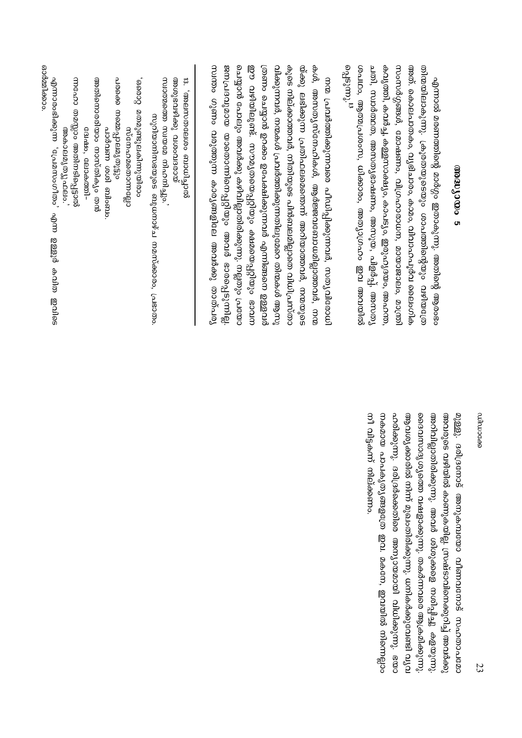മുള്ള്. ശത്രുവിനോട് അനുകമ്പയോ വീണവനോട് സഹതാപമോ അവരുടെ വഴിയിൽ കാണുകയില്ല. സ്രഷ്ടാവിനെക്കുറിച്ച് അവർക്കു അറിവില്ലാതിരിക്കുന്നു. അവർ ശിഷ്യരെ നശിപ്പിച്ചു കളയുന്നു. ദൈവസാദൃശ്യത്തെ വഷളാക്കുന്നു. തകർന്നവരെ ആക്രമിക്കുന്നു. ആവശ്യക്കാരിൽ നിന്ന് മുഖംതിരിക്കുന്നു. ധനികർക്കുവേണ്ടി വാദിക്കുന്നു. ദരിദ്രർക്കെതിരെ അന്യായമായി വിധിക്കുന്നു. ഭയാനകമായ പാപകൃത്യങ്ങളത്രേ ഇവ. മകനേ, ഇവയിൽ നിന്നെല്ലാം നീ വിട്ടകന്ന് നില്ക്കണം.

## അദ്ധ്യായം 5

എന്നാൽ മരണത്തിന്റെ മാർഗ്ഗം ഇതാകുന്നു. അതിന്റെ ആരംഭം തിന്മയിലാകുന്നു; ക്രൂരതയുടെയും ശാപത്തിന്റെയും വഴിയത്രേ അത്. കൊലപാതകം, വ്യഭിചാരം, കാമം, വിവാഹപൂർവ്വ ലൈംഗിക സംസർഗ്ഗങ്ങൾ, മോഷണം, വിഗ്രഹാരാധന, മന്ത്രവാദം, മാന്ത്രികവൃത്തി, കവർച്ച, കള്ളസാക്ഷ്യം, കാപട്യം, ഇരുഹൃദയം, അഹന്ത, ചതി, സ്വാർത്ഥത, അനാശ്യാഭാഷണം, അസൂയ, പിളർപ്പ്, അഹന്ത, ഗർവ്വം, ആത്മപ്രശംസ, ധിക്കാരം, അത്യാഗ്രഹം ഇവ അതിൽ പെടുന്നു.[13]

നന്മ പ്രവർത്തിക്കുന്നവരെ പീഡിപ്പിക്കുന്നവർ, സത്യവിരോധികൾ, അസത്യസ്നേഹികൾ, ആർജ്ജവമൊട്ടുമില്ലാത്തവർ, നന്മയ്ക്കു ലഭിക്കുന്ന പ്രതിഫലമെന്തെന്ന് അറിയാത്തവർ, നന്മയുടെ കൂടെ നില്ക്കാത്തവർ, നീതിയുടെ പിൻബലമില്ലാതെ വിധിപ്രസ്താവിക്കുന്നവർ, നന്മകൾ പ്രവർത്തിക്കുന്നതിലുമേറെ തിന്മകൾ ആസൂത്രണം ചെയ്യാൻ ഉറക്കം ഉപേക്ഷിക്കുന്നവർ എന്നിങ്ങനെ ഉള്ളവർ ഈ വഴിയിലുണ്ട്. സൗമ്യതയെപ്പറ്റിയും ക്ഷമയെപ്പറ്റിയും ഭാവനയിൽ പോലും അവർക്കു കഴിവില്ലാതിരിക്കുന്നു. നല്ലതും പ്രയോജനപ്രദവുമായ യാതൊന്നിനെപ്പറ്റിയും അവർ ഭാരപ്പെടുന്നില്ല. സ്വന്തം ഗുണം വരുത്തുന്ന കാര്യങ്ങളിലേ അവർക്കു താത്പര്യ

---

13. 'അലസതയെഴും ബാധിച്ചുനീ
അവരുടെവഴിക്കു വരംവരമായ്
സ്വാതന്ത്ര്യത്തെ സമയമേ നിംസിച്ചും.'
സുറിയാനിയുടെ ബൃഹദാര്‍ച നമസ്കാരം, പ്രഭാതം.
'തെറ്റ് മതമൂൽപ്പമകിന്നുയിലാം
സ്നേഹമതൈന്നല്ലോ
പലരക്ക നന്മയുമുതുട്ടും
പാർവണ ശശി ബിംബം
അതിനെയരിയാം നാസ്തികും തൻ
ദ്വേഷം, ലോകത്തി-
നഷ്ടോ തമസ്സും അതിനടിപ്പെട്ടാൽ
അകാലമൃത്യുഫലം.'
എന്നാരംഭിക്കുന്ന 'പ്രേമസംഗീതം' എന്ന ഉള്ളൂർ കവിത ഇവിടെ ഓർമ്മിക്കാം.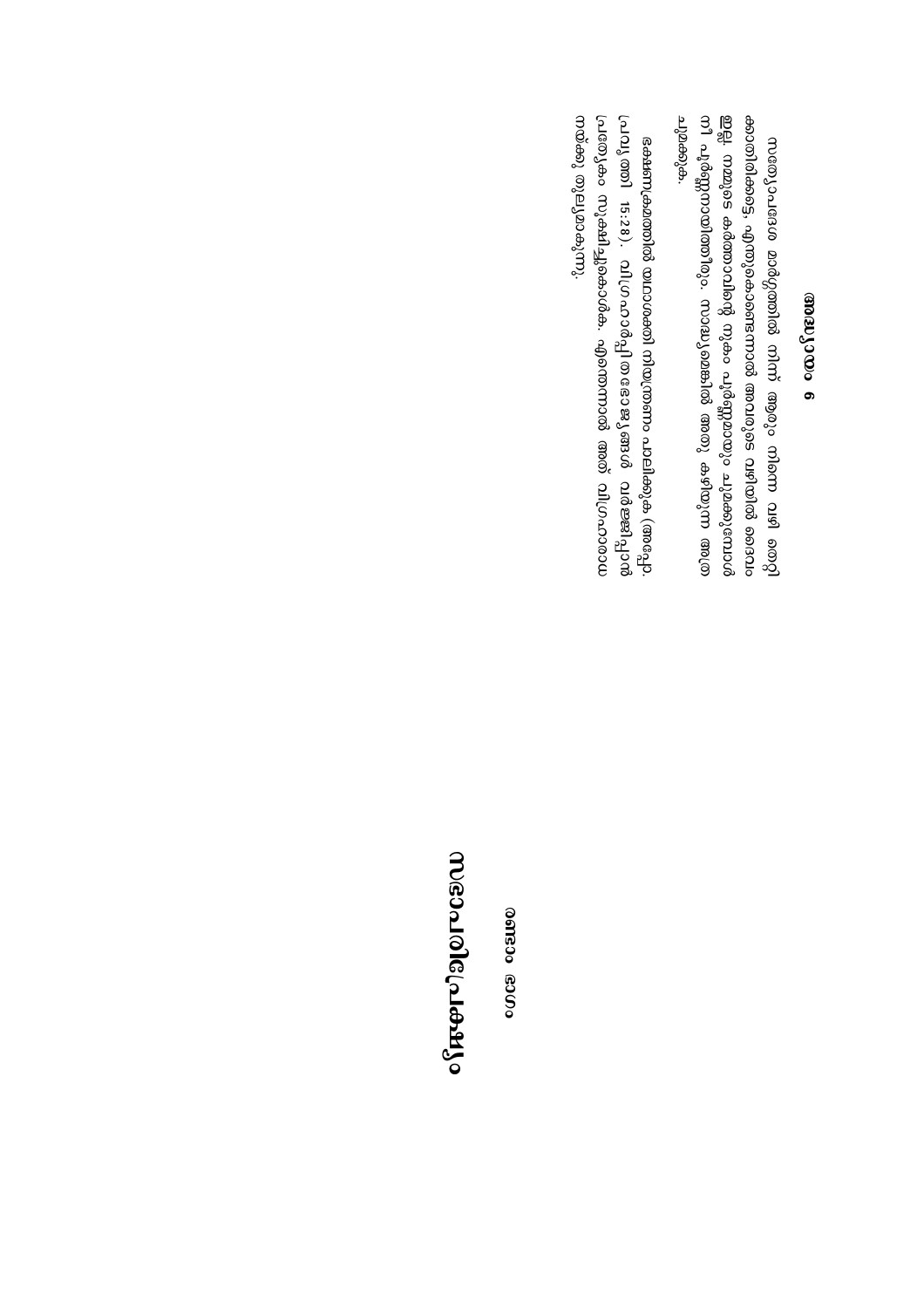## അദ്ധ്യായം 6

സത്യപ്രബോധ മാർഗ്ഗത്തിൽ നിന്ന് ആരും നിന്നെ വഴി തെറ്റിക്കാതിരിക്കട്ടെ, എന്തുകൊണ്ടെന്നാൽ അവരുടെ വഴിയിൽ ദൈവം ഇല്ല. നമ്മുടെ കർത്താവിന്റെ നുകം പൂർണ്ണമായും ചുമക്കുമ്പോൾ നീ പൂർണ്ണനായിത്തീരും. സാദ്ധ്യമെങ്കിൽ അതു കഴിയുന്ന അത്ര ചുമക്കുക.

ഭക്ഷണകാര്യത്തിൽ യഥാശക്തി നിയന്ത്രണം പാലിക്കുക (അപ്പോ. പ്രവൃത്തി 15:28). വിഗ്രഹാർപ്പിതഭോജ്യങ്ങൾ വർജ്ജിപ്പാൻ പ്രത്യേകം സൂക്ഷിച്ചുകൊൾക. എന്തെന്നാൽ അത് വിഗ്രഹാരാധനയ്ക്കു തുല്യമാകുന്നു.

## രണ്ടാം ഭാഗം

# സഭാപരിപ്രേക്ഷ്യം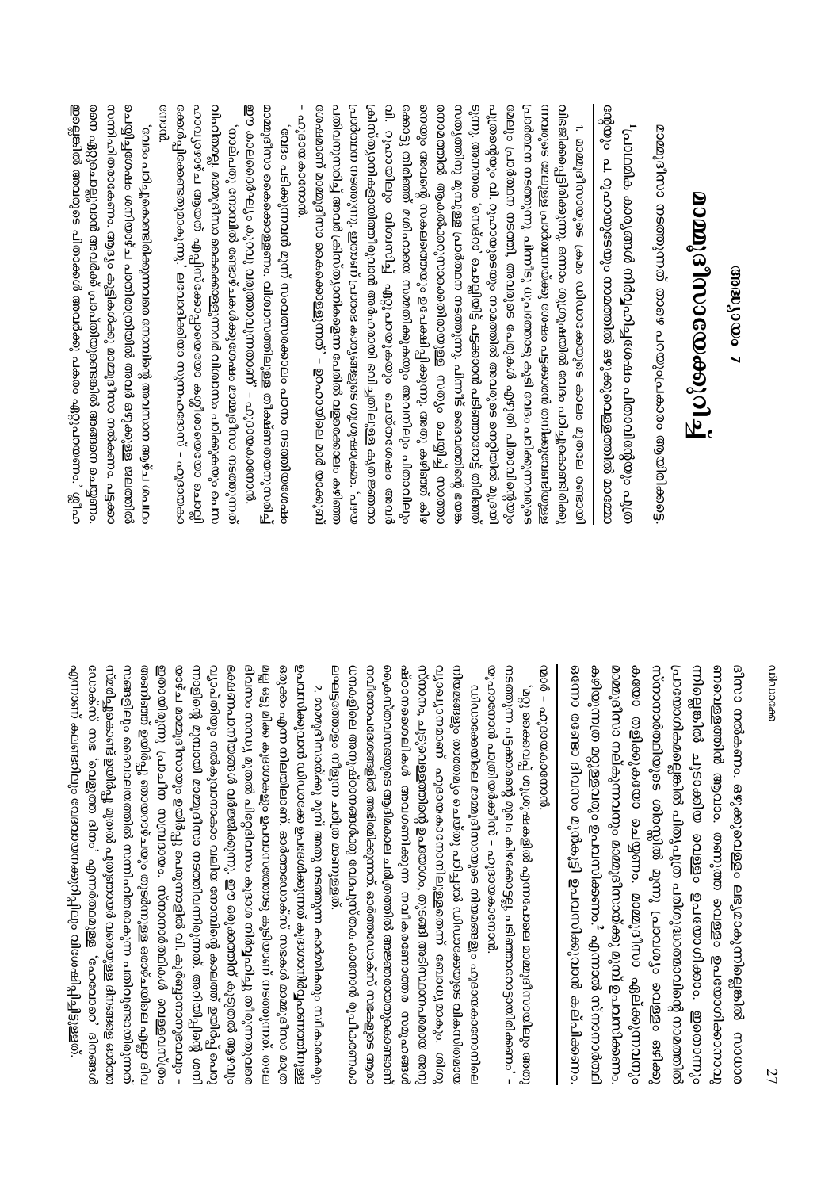# അദ്ധ്യായം 7

## മാമ്മോദീസാക്രമം

മാമ്മോദീസാ നടത്തുന്നത് താഴെ പറയുംപ്രകാരം ആയിരിക്കട്ടെ:

'പ്രാഥമിക കാര്യങ്ങൾ നിർവ്വഹിച്ചശേഷം പിതാവിന്റെയും പുത്രന്റെയും പ റൂഹായുടെയും നാമത്തിൽ ഒഴുക്കുവെള്ളത്തിൽ മാമ്മോദീസാ നൽകണം. ഒഴുക്കുവെള്ളം ലഭ്യമാകുന്നില്ലെങ്കിൽ സാധാരണവെള്ളത്തിൽ ആവാം. തണുത്ത വെള്ളം ഉപയോഗിക്കാനാവുന്നില്ലെങ്കിൽ ചൂടാക്കിയ വെള്ളം ഉപയോഗിക്കാം. ഇതൊന്നും പ്രായോഗികമല്ലെങ്കിൽ പിതൃപുത്ര പരിശുദ്ധാത്മാവിന്റെ നാമത്തിൽ സ്നാനാർത്ഥിയുടെ ശിരസ്സിൽ മൂന്നു പ്രാവശ്യം വെള്ളം ഒഴിക്കുകയോ തളിക്കുകയോ ചെയ്യണം. മാമ്മോദീസാ ഏല്ക്കുന്നവനും മാമ്മോദീസാ നല്കുന്നവനും മാമ്മോദീസയ്ക്കു മുമ്പ് ഉപവസിക്കണം. കഴിയുന്നത്ര മറ്റുള്ളവരും ഉപവസിക്കണം.[2] എന്നാൽ സ്നാനാർത്ഥി ഒന്നോ രണ്ടോ ദിവസം മുൻകൂട്ടി ഉപവസിക്കുവാൻ കല്പിക്കണം.

---

1. മാമ്മോദീസായുടെ ക്രമം ശ്ലീഹന്മാരുടെ കാലം മുതലേ രണ്ടായി വിഭജിക്കപ്പെട്ടിരിക്കുന്നു. ഒന്നാം ശുശ്രൂഷയിൽ വേദം പഠിപ്പിക്കപ്പെട്ടിരിക്കുന്നവരുടെ മേലുള്ള പ്രാർത്ഥനയ്ക്കു ശേഷം പട്ടക്കാരൻ തൻ്റെ കൈവയ്പ്പുള്ള പ്രാർത്ഥന നടത്തുന്നു. പിന്നീടു ശുശ്രൂഷകൻ കൂടി വേദം പഠിക്കുന്നവരുടെ മേലും പ്രാർത്ഥന നടത്തി, അവരുടെ പേരുകൾ എഴുതി പിതാവിന്റെയും പുത്രന്റെയും വി. റൂഹായുടെയും നാമത്തിൽ അവരുടെ നെറ്റിയിൽ മുദ്രയിടുന്നു. അനന്തരം 'ഓസ്റ്റ' ചൊല്ലിത്തീർന്ന് പട്ടക്കാരൻ പടിഞ്ഞാറോട്ട് തിരിഞ്ഞ് സാത്താനിനു മുമ്പുള്ള പ്രാർത്ഥന നടത്തുന്നു. പിന്നീട് ദൈവത്തിന്റെ ശേഷം സാത്താനിൽ ആകർഷിക്കാനുള്ള സത്യം ചെയ്യിച്ച് സാത്താനെയും അവന്റെ സകലത്തെയും ഉപേക്ഷിപ്പിക്കുന്നു. അതു കഴിഞ്ഞ് കിഴക്കോട്ടു തിരിഞ്ഞ് മശിഹായെ സമ്മതിക്കുകയും അവനിലും പിതാവിലും വി. റൂഹായിലും വിശ്വസിച്ച് ഏറ്റുപറയുകയും ചെയ്തശേഷം അവർ ക്രിസ്ത്യാനികളായിത്തീരുവാൻ അർഹരായി വെളിപ്പെടുത്തുള്ള ക്രമത്തോ പ്രാർത്ഥന നടത്തുന്നു. ഇതാണ് പ്രാരംഭ കാര്യങ്ങളുടെ ശുശ്രൂഷക്രമം. 'പ്രാ പഠിക്കുന്നവർ ക്രിസ്ത്യാനികളെന്ന പേരിൽ വളരെക്കാലം കഴിഞ്ഞശേഷമാണ് മാമ്മോദീസാ കൈക്കൊള്ളുന്നത്' - ഈശോദാദ് മർവ് യാക്കുബ് - ഹൃദയകാരനോൻ.

'വേദം പഠിക്കുന്നവർ മൂന്ന് സംവത്സരക്കാലം പഠനം നടത്തിയശേഷം മാമ്മോദീസാ കൈക്കൊള്ളണം. വിശ്വാസത്തിലുള്ള തീക്ഷ്ണതയനുസരിച്ച് ഈ കാലത്തെയും കുറച്ചു വരുത്താവുന്നതാണ്' - ഹൃദയകാരനോൻ.

'നല്പതു നോമ്പിൽ രണ്ടാഴ്ചകഴിഞ്ഞശേഷം മാമ്മോദീസാ നടത്തുന്നത് വിചാരിച്ചു മാമ്മോദീസാ കൈക്കൊള്ളുന്നവർ വിശ്വാസം പഠിക്കുകയും ഹെവുന്നാപ്പൂട്ടേയ്ക്ക ആയത് ഏറ്റുവാങ്ങുകയോ കൂടിയതോ ചൊല്ലി കേൾപ്പിക്കേണ്ടതുമാകുന്നു,' ലവോദിക്കായിലെ സൂനഹദോസ് - ഹൃദയകാരനോൻ.

'വേദം പഠിച്ചുകൊണ്ടിരിക്കുന്നവരെ നോമ്പിന്റെ അവസാന ആഴ്ചവരെ ചെയ്യിപ്പിച്ചശേഷം ശനിയാഴ്ച പതിനൊന്നിൽ ഒഴുക്കുള്ള ജലത്തിൽ സന്നിഹിതരാക്കണം. ആദ്യം കുട്ടികൾക്കു മാമ്മോദീസാ നൽകണം. പട്ടക്കാരനെ ഏറ്റുചൊല്ലുവാൻ അവർക്ക് പ്രാപ്തിയുണ്ടെങ്കിൽ അങ്ങനെ ചെയ്യണം. ഇല്ലെങ്കിൽ അവരുടെ പിതാക്കൾ അവർക്കു പകരം ഏറ്റുപറയണം.' ഹിപ്പോലിറ്റസ് - ഹൃദയകാരനോൻ.

'മറ്റു കൈവെപ്പു ശുശ്രൂഷകളിൽ എന്നപോലെ മാമ്മോദീസായിലും അതു നടത്തുന്ന പട്ടക്കാരന്റെ മുഖം കിഴക്കോട്ടു പടിഞ്ഞാറോട്ടായിരിക്കണം' - ഹൃദയകാരനോൻ.

ഡിഡാക്കേയിലെ മാമ്മോദീസായുടെ നിയമങ്ങളും ഹൃദയകാരനോനിലെ നിയമങ്ങളും താരതമ്യം ചെയ്ത് പഠിച്ചാൽ ഡിഡാക്കേയുടെ വികസിതമായ രൂപമാണ് ഹൃദയകാരനോനിലുള്ളതെന്ന് ബോധ്യമാകും. ശിശുസ്നാനം, പട്ടക്കുള്ളതിൽ ഉപയോഗം, തുടങ്ങി അടിസ്ഥാനമായ അനുഷ്ഠാനങ്ങൾ അവയെങ്ങിനെ നടപ്പിലായതെന്ന സമ്പ്രദായങ്ങൾ ഡിഡാക്കേയിലെ നിയമങ്ങളോടു ചേർത്തുവയ്ക്കാൻ കാലക്രമത്തിൽ അംഗീകരിക്കപ്പെട്ട സമ്പ്രദായങ്ങളാണെന്ന് മനസ്സിലാക്കേണ്ടതുണ്ട്. ഓർത്തഡോക്സ് സഭകളുടെ ആരാധനകളിലെ അനുഷ്ഠാനങ്ങൾക്കു വേദപുസ്തക കാലത്തോളം പഴക്കമുണ്ട്.

2. മാമ്മോദീസായ്ക്കു മുമ്പ് അതു നടത്തുന്ന കാർമ്മികനും സ്വീകർത്താവും ഉപവസിക്കുവാൻ ഡിഡാക്കേ ഉപദേശിക്കുന്നത് കൂദാശയിലൂന്നുന്നതിനുള്ള ഒരുക്കം എന്ന നിലയിലാണ്. ഓർത്തഡോക്സ് സഭകൾ മാമ്മോദീസാ മാത്രമല്ല ഏതു കൂദാശകളും ഉപവാസത്തോടെ കൂടിയാണ് നടത്തുന്നത്. തലേദിവസം സന്ധ്യ മുതൽ പിറ്റേദിവസം കൂദാശ നിർവ്വഹിച്ചു തീരുന്നതുവരെ ഭക്ഷണപാനീയങ്ങൾ വർജ്ജിക്കുന്നു. ഈ ഒരുക്കത്തിന് കൂടുതൽ ആഴവും വ്യാപ്തിയും നൽകുവാനാകും വലിയ നോമ്പിന്റെ കാലത്ത് ഉയിർപ്പ് പെരുന്നാളിന്റെ മുമ്പായി മാമ്മോദീസാ നടത്തിവന്നിരുന്നത്. അതിനുശേഷം ഉയിർപ്പു ഞായറാഴ്ച മാമ്മോദീസായും ഉയിർപ്പ് പെരുന്നാളിൽ വി. കുർബ്ബാനാനുഭവവും - ഇതായിരുന്നു പ്രാചീന സമ്പ്രദായം. സ്നാനാർത്ഥികൾ വെള്ളവസ്ത്രം അണിഞ്ഞ് ഉയിർപ്പു ഞായറാഴ്ചയും തുടർന്നുള്ള ഒരാഴ്ചയിലെ ഏഴു ദിവസങ്ങളിലും ദൈവാലയത്തിൽ സന്നിഹിതരാകുന്ന പതിവുണ്ടായിരുന്നത് സ്മരിപ്പിക്കാനാണ് ഉയിർപ്പു മുതൽ പുതുഞായർ വരെയുള്ള ദിനങ്ങളെ ഓർത്തഡോക്സ് സഭ 'വെളുത്ത ദിനം' എന്നർത്ഥമുള്ള 'ഹേവോറാ' ദിനങ്ങൾ എന്ന് കലണ്ടറിലും വേദവായനക്കുറിപ്പിലും വിശേഷിപ്പിച്ചിട്ടുള്ളത്.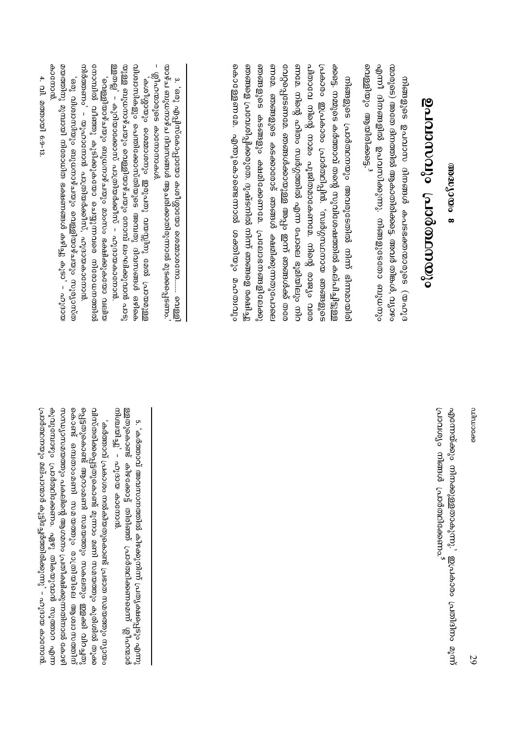# അദ്ധ്യായം 8

## ഉപവാസവും പ്രാര്‍ത്ഥനയും

നിങ്ങളുടെ ഉപവാസ ദിനങ്ങള്‍ കപടഭക്തന്മാരുടെ (യഹൂദന്മാരുടെ) അതേ ദിനത്തില്‍ ആകാതിരിക്കട്ടെ. അവര്‍ തിങ്കള്‍, വ്യാഴം എന്നീ ദിനങ്ങളില്‍ ഉപവസിക്കുന്നു. നിങ്ങളുടേതോ ബുധനും വെള്ളിയും ആയിരിക്കട്ടെ.[3]

നിങ്ങളുടെ പ്രാര്‍ത്ഥനയും അവരുടേതില്‍ നിന്ന് ഭിന്നമായിരിക്കട്ടെ. നമ്മുടെ കര്‍ത്താവ് തന്റെ സുവിശേഷത്തില്‍ കല്പിച്ചിട്ടുള്ള പ്രകാരം ഇപ്രകാരം പ്രാര്‍ത്ഥിപ്പിന്‍. 'സ്വര്‍ഗ്ഗസ്ഥനായ ഞങ്ങളുടെ പിതാവേ നിന്റെ നാമം പൂജിതമാകേണമേ. നിന്റെ രാജ്യം വരേണമേ. നിന്റെ ഹിതം സ്വര്‍ഗ്ഗത്തില്‍ എന്ന പോലെ ഭൂമിയിലും നിറവേറപ്പെടേണമേ. ഞങ്ങള്‍ക്കാവശ്യമുള്ള അപ്പം ഇന്ന് ഞങ്ങള്‍ക്ക് തരേണമേ. ഞങ്ങളുടെ കടക്കാരോട് ഞങ്ങള്‍ ക്ഷമിക്കുന്നതുപോലെ ഞങ്ങളുടെ കടങ്ങളും ക്ഷമിക്കേണമേ. പ്രലോഭനങ്ങളിലേക്കു ഞങ്ങളെ പ്രവേശിപ്പിക്കരുതേ. ദുഷ്ടനില്‍ നിന്ന് ഞങ്ങളെ രക്ഷിച്ചുകൊള്ളേണമേ. എന്തുകൊണ്ടെന്നാല്‍ രാജ്യവും ശക്തിയും മഹത്വവും എന്നേയ്ക്കും നിനക്കുള്ളതാകുന്നു,' ഇപ്രകാരം പ്രതിദിനം മൂന്ന് പ്രാവശ്യം നിങ്ങള്‍ പ്രാര്‍ത്ഥിക്കേണം.[5]

---

3. 'ഒരു എപ്പിസ്കോപ്പായോ കശീശ്ശായോ ശെമ്മാശനോ...... വെള്ളിയാഴ്ച ബുധനാഴ്ച ദിവസങ്ങള്‍ ആചരിക്കാതിരുന്നാല്‍ മുടക്കപ്പെടണം.' - ശ്ലീഹന്മാരുടെ കാനോനകള്‍.

'കശീശ്ശായും ശെമ്മാശനും ഇരുപതു വയസ്സിനു മേല്‍ പ്രായമുള്ള വിശ്വാസികളും പൈതങ്ങളും സ്ത്രീകളും അനുഗ്രഹ ദിവസങ്ങള്‍ ഒഴികെയുള്ള ബുധനാഴ്ചയും വെള്ളിയാഴ്ചയും ഒമ്പതാം മണി ലംഘിക്കുവാന്‍ പാടുള്ളതല്ല' - കുറിയാക്കോസ് പാത്രിയര്‍ക്കീസ് - ഹൂദായ കാനോന്‍.

'വെള്ളിയാഴ്ചയും ബുധനാഴ്ചയും മാംസം ഭക്ഷിക്കുകയോ വലിയ നോമ്പില്‍ വീഞ്ഞ് കുടിക്കുകയോ ചെയ്യുന്നവനെ വിശ്വാസത്തില്‍ നിന്നകറ്റണം' - യൂഹാനോന്‍ പാത്രിയര്‍ക്കീസ്, ഹൂദായ കാനോന്‍.

'ഒരു വിശ്വാസിയും ബുധനാഴ്ചയും വെള്ളിയാഴ്ചയും സന്ധ്യാസമയത്തിനു മുമ്പായി നിരോധിത ഭക്ഷണങ്ങള്‍ കഴിച്ചു കൂടാ' - ഹൂദായ കാനോന്‍.

4. വി. മത്തായി 6:9-13.

5. 'കര്‍ത്താവ് അവസാനത്തില്‍ കിഴക്കുനിന്ന് പ്രത്യക്ഷപ്പെടും എന്നുള്ളതുകൊണ്ട് കിഴക്കോട്ട് തിരിഞ്ഞ് പ്രാര്‍ത്ഥിക്കണമെന്ന് ശ്ലീഹന്മാര്‍ നിശ്ചയിച്ചു' - ഹൂദായ കാനോന്‍.

'കര്‍ത്താവ് പ്രകാശം നല്‍കിയതുകൊണ്ട് പ്രഭാത സമയത്തും ന്യായം വിസ്തരിക്കപ്പെട്ടതുകൊണ്ട് മൂന്നാം മണി സമയത്തും കുരിശില്‍ തൂക്കപ്പെട്ടതുകൊണ്ട് ആറാം മണി സമയത്തും സകലത്തും ഇളകി വിറച്ചതുകൊണ്ട് ഒമ്പതാം മണി സമയത്തും രാത്രിയിലെ ആരാധനത്തിന് ശേഷം സന്ധ്യാനമസ്കാരത്തും പകലിന്റെ ആഗമനം പ്രതീക്ഷിക്കുന്നതിനാല്‍ കോഴി കൂവുമ്പോഴും പ്രാര്‍ത്ഥിക്കേണം. ഏഴു തികയുവാന്‍ നൂതന എന്ന പ്രാര്‍ത്ഥനയും മല്പാന്മാര്‍ കൂട്ടിച്ചേര്‍ത്തിരിക്കുന്നു' - ഹൂദായ കാനോന്‍.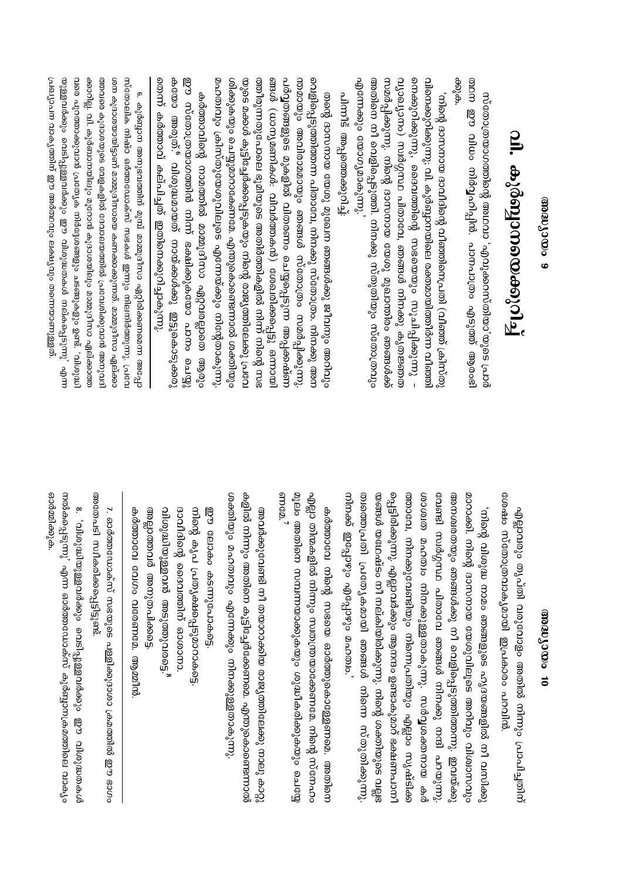# vi. കുർബ്ബാനയെക്കുറിച്ച്

സ്തോത്രയാഗത്തിന്റെ അഥവാ 'എവുക്കരിസ്തിയാ'യുടെ പ്രാർത്ഥന ഈ വിധം നിർവ്വഹിപ്പിൻ. പാനപാത്രം എടുത്ത് ആദ്യമായി പറയുക.

'നിന്റെ ദാസനായ ദാവീദിന്റെ വിശുദ്ധമുന്തിരിയെപ്രതി (വീഞ്ഞ് ക്രിസ്തുവിനെക്കുറിക്കുന്നു; vi. കുർബ്ബാനയിലെ രക്തമായിത്തീരുന്ന വീഞ്ഞിനെക്കുറിക്കുന്നു, ദൈവത്തിന്റെ സഭയെയും സൂചിപ്പിക്കുന്നു – വ്യാഖ്യാനം) സ്വർഗ്ഗസ്ഥ പിതാവേ, ഞങ്ങൾ നിനക്കു കൃതജ്ഞത സമർപ്പിക്കുന്നു. നിന്റെ ദാസനായ യേശു മുഖാന്തിരം ഞങ്ങൾക്ക് അതിനെ നീ വെളിപ്പെടുത്തി. നിനക്കു സ്തുതിയും സ്തോത്രവും എന്നേക്കും യോഗ്യമാകുന്നു.'

പിന്നീട് അപ്പത്തെക്കുറിച്ച്:

നിന്റെ ദാസനായ യേശു മുഖേന ഞങ്ങൾക്കു ജീവനും അറിവും വെളിപ്പെടുത്തിത്തന്ന പിതാവേ, നിനക്കു സ്തോത്രം. നിനക്കു അനന്തമായും അവിരാമമായും ഞങ്ങൾ സ്തോത്രം സമർപ്പിക്കുന്നു. പർവ്വതങ്ങളുടെ മുകളിൽ വിതറണം ചെയ്യപ്പെട്ടിരുന്ന അപ്പക്കഷണങ്ങൾ (ഗോതമ്പുമണികൾ: വിവർത്തകൻ) ശേഖരിക്കപ്പെട്ട് ഒന്നായിത്തീരുന്നതുപോലെ ഭൂമിയുടെ അതിർത്തികളിൽ നിന്ന് നിന്റെ സഭയുടെ മക്കൾ കൂട്ടിച്ചേർക്കപ്പെടുകയും നിന്റെ രാജ്യത്തിലേക്കു പ്രവേശിക്കുകയും ചെയ്യുമാറാകേണമേ. എന്തുകൊണ്ടെന്നാൽ ശക്തിയും മഹത്വവും ക്രിസ്തുയേശുവിലൂടെ എന്നേക്കും നിന്റേതാകുന്നു.

കർത്താവിന്റെ നാമത്തിൽ മാമ്മോദീസാ ഏറ്റവരല്ലാതെ ആരും ഈ സ്തോത്രയാഗത്തിൽ നിന്ന് ഭക്ഷിക്കുകയോ പാനം ചെയ്യുകയോ അരുത്.[6] വിശുദ്ധമായത് നായ്ക്കൾക്ക് ഇട്ടുകൊടുക്കരുതെന്ന് കർത്താവ് കല്പിച്ചത് ഇതിനെക്കുറിച്ചാകുന്നു.

---

6. കുർബ്ബാന അനുഭവത്തിന് മുമ്പ് മാമ്മോദീസാ ഏറ്റിരിക്കണമെന്ന അപ്പോസ്തോലിക നിർദ്ദേശം ഓർത്തഡോക്സ് സഭകൾ ഇന്നും നിലനിർത്തുന്നു. പ്രൊട്ടസ്റ്റന്റ് കൂദാശയിലേക്ക് മാമ്മോദീസായെ കണക്കാക്കുന്നത് മാമ്മോദീസാ ഏല്ക്കാത്തവരെ കൂദാശയുടെ ഭക്ഷ്യങ്ങളിൽ ദേവാലയത്തിൽ പ്രവേശിക്കുവാൻ അനുവദിക്കാറില്ല. vi. കുർബ്ബാനയിലും മറ്റ് കൂദാശകളിലും മാമ്മോദീസാ ഏല്ക്കാത്തവരെ പുറത്താക്കുവാൻ പ്രത്യേക നിർദ്ദേശങ്ങളും ചടങ്ങുകളും ഉണ്ട്. 'വിശുദ്ധിയുള്ളവർക്കും വെടിപ്പുള്ളവർക്കും ഈ വിശുദ്ധമായവ നല്കപ്പെടുന്നു' എന്ന പ്രഘോഷണ വാക്യത്തിന് ഈ അർത്ഥവും ലക്ഷ്യവും തന്നെയാണുള്ളത്.

എല്ലാവരും തൃപ്തി വരുവോളം അതിൽ നിന്നും പ്രാപിച്ചതിനു ശേഷം സ്തോത്രമായി ഇപ്രകാരം പറവിൻ:

'നിന്റെ വിശുദ്ധ നാമം ഞങ്ങളുടെ ഹൃദയങ്ങളിൽ നീ വസിക്കുമാറാക്കി. നിന്റെ ദാസനായ യേശുവിലൂടെ അറിവും വിശ്വാസവും അനശ്വരതയും ഞങ്ങൾക്കു നീ വെളിപ്പെടുത്തിത്തന്നു. ഇതിനു വേണ്ടി സ്വർഗ്ഗസ്ഥ പിതാവേ ഞങ്ങൾ നിനക്കു നന്ദി പറയുന്നു. സർവ്വശക്തനായ കർത്താവേ, മഹത്വം നിനക്കുള്ളതാകുന്നു. സർവ്വശക്തനായ കർത്താവേ, നിനക്കുവേണ്ടിയും നിന്നെപ്രതിയും എല്ലാം സൃഷ്ടിക്കപ്പെട്ടിരിക്കുന്നു. എല്ലാവർക്കും ആനന്ദം ഉണ്ടാകുവാൻ ഭക്ഷണപാനീയങ്ങൾ മനുഷ്യർക്കു നീ നല്കിയിരിക്കുന്നു. നിന്റെ ശക്തിയുടെ വലുപ്പത്തെപ്രതി പ്രത്യേകമായി ഞങ്ങൾ നിന്നെ സ്തുതിക്കുന്നു. നിനക്ക് ഇപ്പോഴും എപ്പോഴും മഹത്വം.'

കർത്താവേ നിന്റെ സഭയെ ഓർത്തുകൊള്ളേണമേ. അതിനെ എല്ലാ തിന്മകളിൽ നിന്നും സ്വതന്ത്രമാക്കേണമേ. നിന്റെ സ്നേഹം മൂലം അതിനെ സമ്പന്നമാക്കുകയും ശുദ്ധീകരിക്കുകയും ചെയ്യേണമേ.[7]

അതിനുവേണ്ടി നീ തയ്യാറാക്കിയ രാജ്യത്തിലേക്കു നാലു കാറ്റുകളിൽ നിന്നും അതിനെ കൂട്ടിച്ചേർക്കേണമേ. എന്തുകൊണ്ടെന്നാൽ ശക്തിയും മഹത്വവും എന്നേക്കും നിനക്കുള്ളതാകുന്നു.

ഈ ലോകം കടന്നുപോകട്ടെ.
നിന്റെ കൃപ പ്രത്യക്ഷപ്പെടുമാറാകട്ടെ.
ദാവീദിന്റെ ദൈവത്തിന് ഓശാന.
വിശുദ്ധിയുള്ളവൻ അടുത്തുവരട്ടെ.[8]
അല്ലാത്തവർ അനുതപിക്കട്ടെ.
കർത്താവേ വേഗം വരേണമേ. ആമ്മീൻ.

---

7. ഓർത്തഡോക്സ് സഭയുടെ പള്ളിക്കൂദാശ ക്രമത്തിൽ ഈ ഭാഗം അതേപടി സ്വീകരിക്കപ്പെട്ടിട്ടുണ്ട്.

8. 'വിശുദ്ധിയുള്ളവർക്കും വെടിപ്പുള്ളവർക്കും ഈ വിശുദ്ധമായവ നൽകപ്പെടുന്നു' എന്ന ഓർത്തഡോക്സ് കുർബ്ബാനക്രമത്തിലെ വാക്യം ഓർമ്മിക്കുക.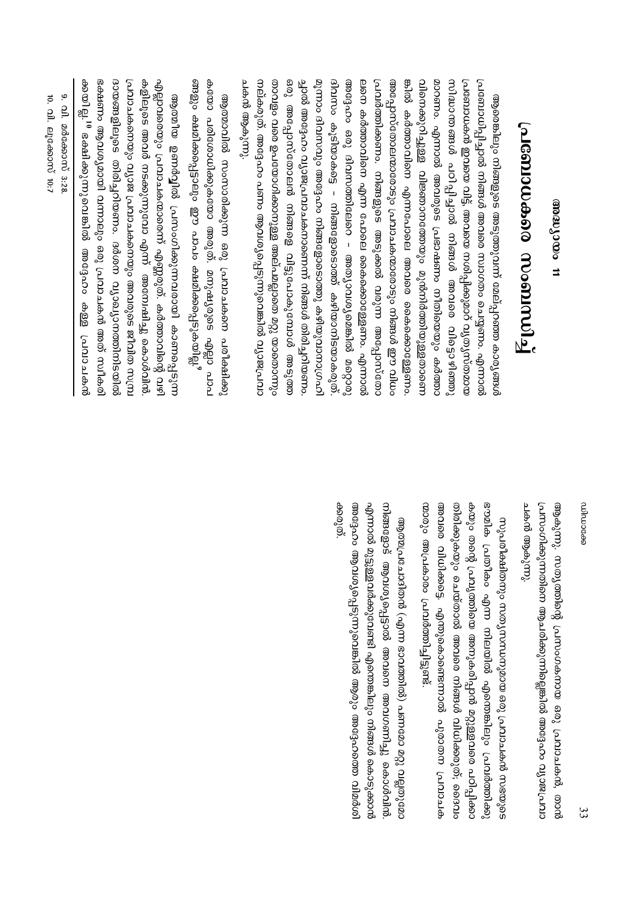# അദ്ധ്യായം 11

## പ്രബോധകരെ സംബന്ധിച്ച്

ആരെങ്കിലും നിങ്ങളുടെ അടുത്തുവന്ന് മേല്പ്പറഞ്ഞ കാര്യങ്ങൾ പ്രബോധിപ്പിച്ചാൽ നിങ്ങൾ അവനെ സ്വാഗതം ചെയ്യണം. എന്നാൽ പ്രബോധകൻ ഇവയെ വിട്ട്, അവയെ നശിപ്പിക്കുവാൻ വ്യത്യസ്തമായ സിദ്ധാന്തങ്ങൾ പഠിപ്പിച്ചാൽ നിങ്ങൾ അവനെ വിലക്കേണ്ടതുമാണ്. എന്നാൽ അവരുടെ പ്രബോധനം നീതിയെയും കർത്താവിനെക്കുറിച്ചുള്ള വിജ്ഞാനത്തെയും മുൻനിർത്തിയുള്ളതാണെങ്കിൽ കർത്താവിനെ എന്നപോലെ അവനെ കൈക്കൊള്ളണം. അപ്പോസ്തോലന്മാരെയും പ്രവാചകന്മാരെയും നിങ്ങൾ ഈ വിധം പ്രവർത്തിക്കണം. നിങ്ങളുടെ അടുക്കൽ വരുന്ന അപ്പോസ്തോലനെ കർത്താവിനെ എന്ന പോലെ കൈക്കൊള്ളണം. എന്നാൽ അദ്ദേഹം ഒരു ദിവസത്തിലേറെ – അത്യാവശ്യമെങ്കിൽ മറ്റൊരു ദിവസം കൂടിയാകട്ടെ – നിങ്ങളോടൊത്തു കഴിയാനിടയാകരുത്. മൂന്നാം ദിവസവും അദ്ദേഹം നിങ്ങളോടൊത്തു കഴിയുവാനാഗ്രഹിച്ചാൽ അദ്ദേഹം വ്യാജപ്രവാചകനാണെന്ന് നിങ്ങൾ തിരിച്ചറിയണം. ഒരു അപ്പോസ്തോലൻ നിങ്ങളെ വിട്ടുപോകുമ്പോൾ അടുത്ത താവളം വരെ ഉപയോഗിക്കാനുള്ള അപ്പമല്ലാതെ മറ്റു യാതൊന്നും നൽകരുത്. അദ്ദേഹം പണം ആവശ്യപ്പെടുന്നുവെങ്കിൽ വ്യാജപ്രവാചകൻ ആകുന്നു.

ആത്മാവിൽ സംസാരിക്കുന്ന ഒരു പ്രവാചകനെ പരീക്ഷിക്കുകയോ പരിശോധിക്കുകയോ അരുത്. മനുഷ്യരുടെ എല്ലാ പാപങ്ങളും ക്ഷമിക്കപ്പെട്ടാലും ഈ പാപം ക്ഷമിക്കപ്പെടുകയില്ല.[9]

ആത്മീയ ഉണർവ്വിൽ പ്രസംഗിക്കുന്നവരായി കാണപ്പെടുന്ന എല്ലാവരെയും പ്രവാചകന്മാരെന്ന് എണ്ണരുത്. കർത്താവിന്റെ വഴികളിലൂടെ അവർ നടക്കുന്നുവോ എന്ന് അന്വേഷിച്ചു കൊൾവിൻ. പ്രവാചകനെയും വ്യാജ പ്രവാചകനെയും അവരുടെ ജീവിത സമ്പ്രദായങ്ങളിലൂടെ തിരിച്ചറിയണം. ഭക്ഷണ വ്യാപാരത്തിനിടയിൽ ഭക്ഷണം ആവശ്യമായി വന്നാലും ഒരു പ്രവാചകൻ അത് സ്വീകരിക്കില്ല.[10] ഭക്ഷിക്കുന്നുവെങ്കിൽ അദ്ദേഹം കള്ള പ്രവാചകൻ

9. വി. മർക്കോസ് 3:28.
10. വി. ലൂക്കോസ് 10:7

ആകുന്നു. സത്യത്തിന്റെ പ്രസംഗകനായ ഒരു പ്രവാചകൻ, താൻ പ്രസംഗിക്കുന്നതിനെ ആചരിക്കുന്നില്ലെങ്കിൽ അദ്ദേഹം വ്യാജപ്രവാചകൻ ആകുന്നു.

സുപരീക്ഷിതനും സത്യസന്ധനുമായ ഒരു പ്രവാചകൻ സഭയുടെ ലൗകിക പ്രതീകം എന്ന നിലയിൽ എന്തെങ്കിലും പ്രവർത്തിക്കുകയും തന്റെ പ്രവൃത്തിയെ അനുകരിപ്പാൻ മറ്റുള്ളവരെ പഠിപ്പിക്കാതിരിക്കുകയും ചെയ്താൽ അവനെ നിങ്ങൾ വിധിക്കരുത്; ദൈവം അവനെ വിധിക്കട്ടെ. എന്തുകൊണ്ടെന്നാൽ പുരാതന പ്രവാചകന്മാരും അപ്രകാരം പ്രവർത്തിച്ചിട്ടുണ്ട്.

ആത്മപ്രേരിതൻ (എന്ന ഭാവത്തിൽ) പണമോ മറ്റു വല്ലതുമോ നിങ്ങളോട് ആവശ്യപ്പെട്ടാൽ അവനെ അവഗണിച്ചു കൊൾവിൻ. എന്നാൽ മുട്ടുള്ളവർക്കുവേണ്ടി എന്തെങ്കിലും നിങ്ങൾ കൊടുക്കാൻ അദ്ദേഹം ആവശ്യപ്പെടുന്നുവെങ്കിൽ ആരും അദ്ദേഹത്തെ വിധിക്കരുത്.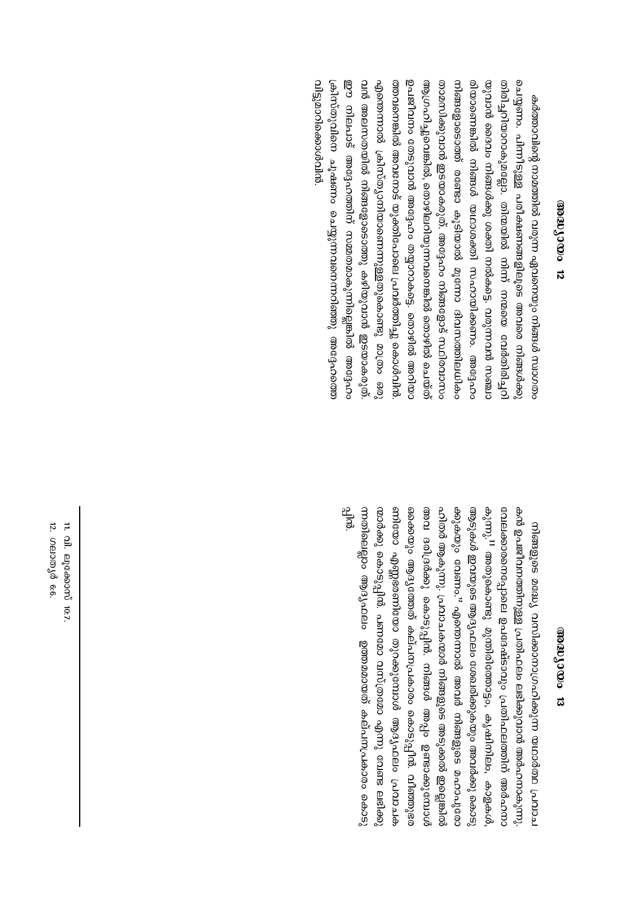## അദ്ധ്യായം 12

കർത്താവിന്റെ നാമത്തിൽ വരുന്ന ഏവനെയും നിങ്ങൾ സ്വാഗതം ചെയ്യണം. പിന്നീടുള്ള പരീക്ഷണങ്ങളിലൂടെ അവനെ നിങ്ങൾക്കു തിരിച്ചറിയാനാകുമല്ലോ. തിന്മയിൽ നിന്ന് നന്മയെ വേർതിരിച്ചറിയുവാൻ ദൈവം നിങ്ങൾക്കു ശക്തി നല്കട്ടെ. വരുന്നവൻ സഞ്ചാരിയാണെങ്കിൽ നിങ്ങൾ യഥാശക്തി സഹായിക്കണം. അദ്ദേഹം നിങ്ങളോടൊത്ത് രണ്ടോ കൂടിയാൽ മൂന്നോ ദിവസത്തിലധികം താമസിക്കുവാൻ ഇടയാകരുത്. അദ്ദേഹം നിങ്ങളോട് സഹവാസം ആഗ്രഹിച്ചുവെങ്കിൽ, തൊഴിലറിയുന്നവനെങ്കിൽ തൊഴിൽ ചെയ്ത് ഉപജീവനം തേടുവാൻ അദ്ദേഹം തയ്യാറാകട്ടെ. തൊഴിൽ അറിയാത്തവനെങ്കിൽ അവനോട് യുക്തിപോലെ പ്രവർത്തിച്ചു കൊള്ളുവിൻ. എന്തെന്നാൽ ക്രിസ്ത്യാനിയാണെന്നുള്ളതുകൊണ്ടു മാത്രം ഒരുവൻ അലസനായി നിങ്ങളോടൊത്തു കഴിയുവാൻ ഇടയാകരുത്. ഈ നിലപാട് അദ്ദേഹത്തിന് സമ്മതമാകുന്നില്ലെങ്കിൽ അദ്ദേഹം ക്രിസ്തുവിനെ ചൂഷണം ചെയ്യുന്നവനെന്നറിഞ്ഞു, അദ്ദേഹത്തെ വിട്ടുമാറിക്കൊൾവിൻ.

## അദ്ധ്യായം 13

നിങ്ങളുടെ മദ്ധ്യേ വസിക്കാനാഗ്രഹിക്കുന്ന യഥാർത്ഥ പ്രവാചകൻ ഉപജീവനത്തിനുള്ള പ്രതിഫലം ലഭിക്കുവാൻ അർഹനാകുന്നു. വേലക്കാരനെപ്പോലെ ഉപദേഷ്ടാവും പ്രതിഫലത്തിന് അർഹനാകുന്നു.[11] അതുകൊണ്ടു, മുന്തിരിത്തോട്ടം, കൃഷിനിലം, കാളകൾ, ആടുകൾ ഇവയുടെ ആദ്യഫലം ശേഖരിക്കുകയും അവർക്കു കൊടുക്കുകയും വേണം.[12] എന്തെന്നാൽ അവർ നിങ്ങളുടെ മഹാപുരോഹിതർ ആകുന്നു. പ്രവാചകന്മാർ നിങ്ങളുടെ അടുക്കൽ ഇല്ലെങ്കിൽ അവ ദരിദ്രർക്കു കൊടുപ്പിൻ. നിങ്ങൾ അപ്പം ഉണ്ടാക്കുമ്പോൾ ഒക്കെയും ആദ്യത്തേത് കല്പനപ്രകാരം കൊടുപ്പിൻ. വീഞ്ഞുഭരണിയോ എണ്ണഭരണിയോ തുറക്കുമ്പോൾ ആദ്യഫലം പ്രവാചകന്മാർക്കു കൊടുപ്പിൻ. പണമോ വസ്ത്രമോ എന്നു വേണ്ട ലഭിക്കുന്നതിലെല്ലാം ആദ്യഫലം ഉത്തമമായത് കല്പനപ്രകാരം കൊടുപ്പിൻ.

---

11. വി. ലൂക്കാ 10:7.
12. ഗലാത്യർ 6:6.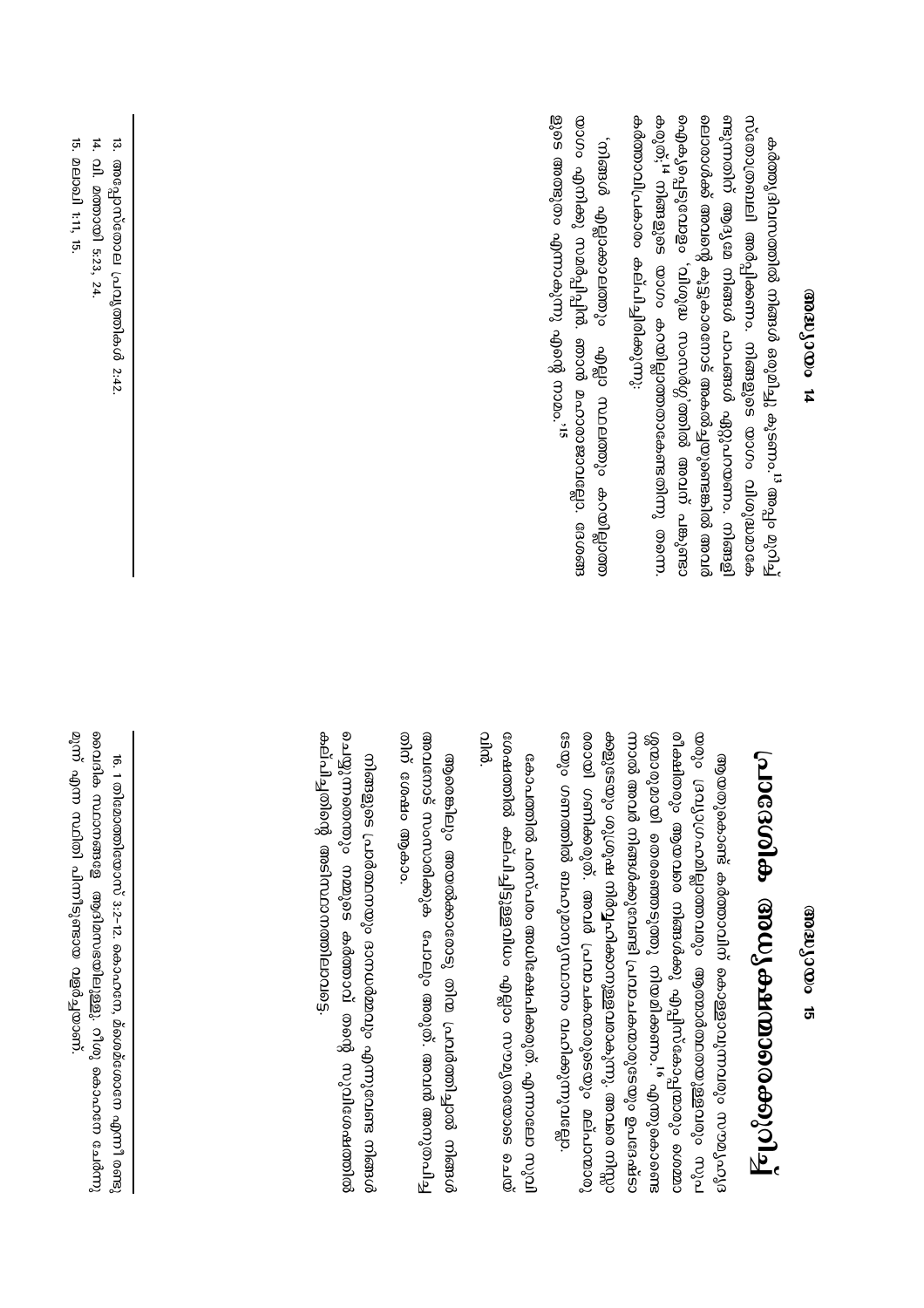## അധ്യായം 14

കർത്തൃദിവസത്തിൽ നിങ്ങൾ ഒരുമിച്ചു കൂടണം.[13] അപ്പം മുറിച്ച് സ്തോത്രബലി അർപ്പിക്കണം. നിങ്ങളുടെ യാഗം വിശുദ്ധമാകേണ്ടുന്നതിന് ആദ്യമേ നിങ്ങൾ പാപങ്ങൾ ഏറ്റുപറയണം. നിങ്ങളിലൊരാൾക്ക് അപരന്റെ കൂട്ടുകാരനോട് തർക്കമുണ്ടെങ്കിൽ അവർ രഞ്ജിപ്പെടുവോളം 'വിശുദ്ധ സംസർഗ്ഗ'ത്തിൽ അവന് പങ്കുണ്ടാകരുത്;[14] നിങ്ങളുടെ യാഗം കറയില്ലാത്തതാകേണ്ടതിനു തന്നെ. കർത്താവിപ്രകാരം കല്പിച്ചിരിക്കുന്നു:

'നിങ്ങൾ എല്ലാക്കാലത്തും എല്ലാ സ്ഥലത്തും കറയില്ലാത്ത യാഗം എനിക്കു സമർപ്പിപ്പിൻ. ഞാൻ മഹാരാജാവല്ലോ. ദേശങ്ങളുടെ ഇടയിൽ അത്ഭുതമാകുന്നു എന്റെ നാമം.'[15]

---

13. അപ്പോസ്തോല പ്രവൃത്തികൾ 2:42.
14. വി. മത്തായി 5:23, 24.
15. മലാഖി 1:11, 14.

## അധ്യായം 15

# പ്രാദേശിക അദ്ധ്യക്ഷന്മാരെക്കുറിച്ച്

ആയതുകൊണ്ട് കർത്താവിന് കൊള്ളാവുന്നവരും സൗമ്യശീലരും ദ്രവ്യാഗ്രഹമില്ലാത്തവരും ആത്മാർത്ഥതയുള്ളവരും സുപരീക്ഷിതരും ആയവരെ നിങ്ങൾക്കു എപ്പിസ്കോപ്പന്മാരും ഡീക്കന്മാരുമായി തെരഞ്ഞെടുത്തു നിയമിക്കണം.[16] എന്തുകൊണ്ടെന്നാൽ അവർ നിങ്ങൾക്കുവേണ്ടി പ്രവാചകന്മാരുടെയും ഉപദേഷ്ടാക്കളുടെയും ശുശ്രൂഷ നിർവ്വഹിക്കുന്നുണ്ടല്ലോ. അവരെ നിസ്സാരരായി ഗണിക്കരുത്. അവർ പ്രവാചകന്മാരുടെയും മല്പാന്മാരുടെയും ഗണത്തിൽ ബഹുമാന്യസ്ഥാനം വഹിക്കുന്നുവല്ലോ.

കോപത്തിൽ പരസ്പരം ശാസിക്കരുത്. എന്നാലോ സുവിശേഷത്തിൽ കല്പിച്ചിട്ടുള്ളവിധം ഏറ്റം സൗമ്യതയോടെ ചെയ്വിൻ.

ആരെങ്കിലും അയൽക്കാരനോടു തിന്മ പ്രവർത്തിച്ചാൽ നിങ്ങൾ അവനോട് സംസാരിക്കുക പോലും അരുത്. അവൻ അനുതപിച്ചതിന് ശേഷം ആകാം.

നിങ്ങളുടെ പ്രാർത്ഥനയും ദാനധർമ്മവും എന്നുവേണ്ട നിങ്ങൾ ചെയ്യുന്നതെല്ലാം നമ്മുടെ കർത്താവ് തന്റെ സുവിശേഷത്തിൽ കല്പിച്ചിരിക്കുന്ന അടിസ്ഥാനത്തിലാവട്ടെ.

---

16. 1 തിമോത്തിയോസ് 3:2-12. കൊഹനേ, മ്ശംശോനേ എന്നീ രണ്ടു വൈദിക സ്ഥാനങ്ങളെ ആദിമസഭയിലുള്ളൂ. റീശ് കൊഹനേ ചേർന്നു മൂന്ന് എന്ന സ്ഥിതി പിന്നീടുണ്ടായ വളർച്ചയാണ്.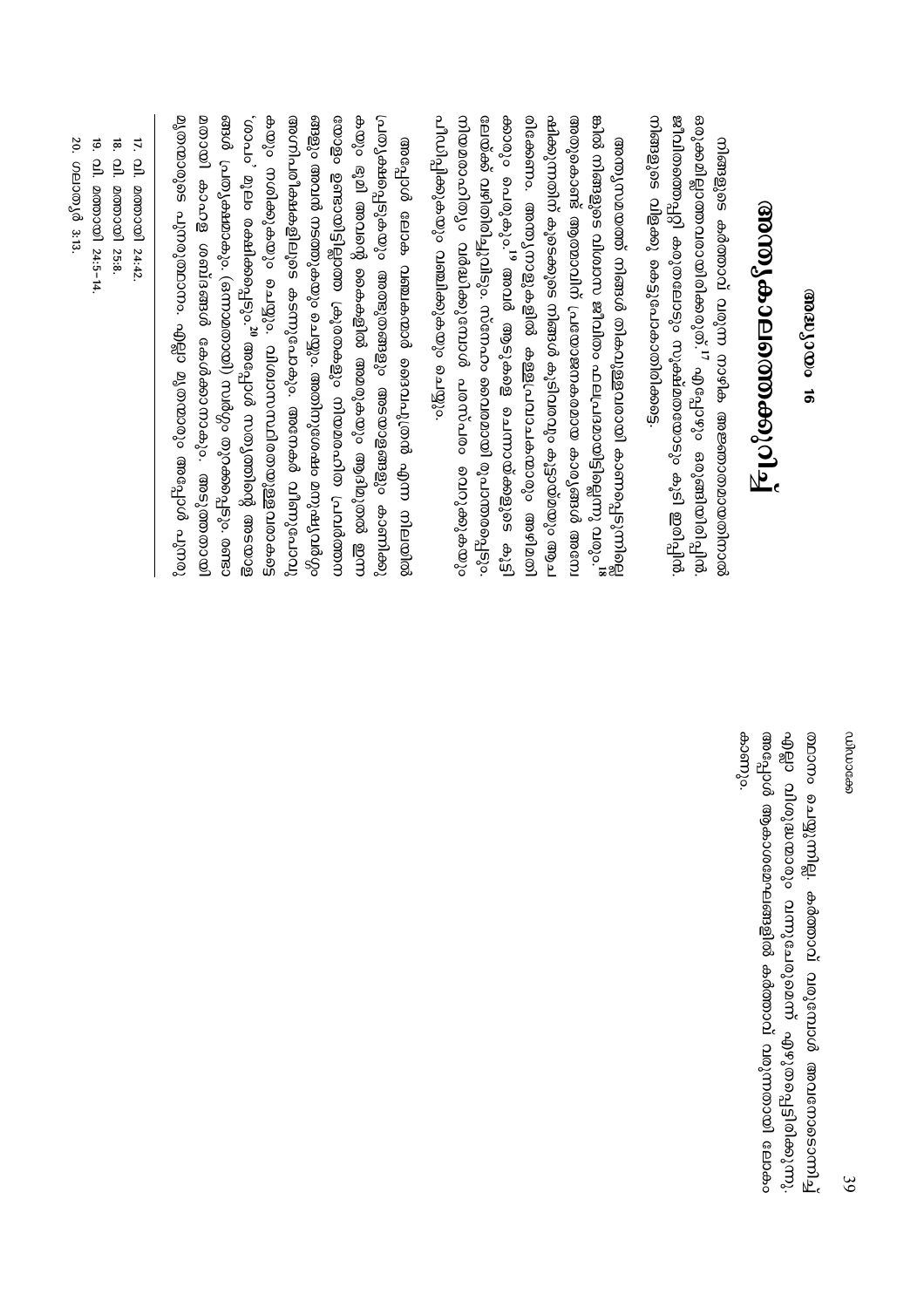# അദ്ധ്യായം 16

## അന്ത്യകാലത്തെക്കുറിച്ച്

നിങ്ങളുടെ കർത്താവ് വരുന്ന നാഴിക അജ്ഞാതമായതിനാൽ ഒരുക്കമില്ലാത്തവരായിരിക്കരുത്.[17] എപ്പോഴും ഒരുങ്ങിയിരിപ്പിൻ. ജീവിതത്തെപ്പറ്റി കരുതലോടും സൂക്ഷ്മതയോടും കൂടി ഇരിപ്പിൻ. നിങ്ങളുടെ വിളക്കു കെട്ടുപോകാതിരിക്കട്ടെ.

അന്ത്യസമയത്ത് നിങ്ങൾ തികവുള്ളവരായി കാണപ്പെടുന്നില്ലെങ്കിൽ നിങ്ങളുടെ വിശ്വാസ ജീവിതം ഫലപ്രദമായിരിക്കുകയില്ല.[18] അതുകൊണ്ട് ആത്മാവിന് പ്രയോജനകരമായ കാര്യങ്ങൾ അന്വേഷിക്കുന്നതിന് കൂടെക്കൂടെ നിങ്ങൾ കൂടിവരുകയും കൂട്ടായ്മയും ആചരിക്കേണം. അന്ത്യനാളുകളിൽ കള്ളപ്രവാചകന്മാരും അതിക്രമികളും പെരുകും.[19] അവർ ആടുകളെ ചെന്നായ്ക്കളുടെ കൂടിലേക്ക് വഴിതിരിച്ചുവിടും. സ്നേഹം വെറുപ്പായി രൂപാന്തരപ്പെടും. നിയമരാഹിത്യം വർദ്ധിക്കുമ്പോൾ പരസ്പരം വെറുക്കുകയും പീഡിപ്പിക്കുകയും വഞ്ചിക്കുകയും ചെയ്യും.

അപ്പോൾ ലോക വഞ്ചകൻ ദൈവപുത്രൻ എന്ന നിലയിൽ പ്രത്യക്ഷപ്പെടുകയും അത്ഭുതങ്ങളും അടയാളങ്ങളും കാണിക്കുകയും ഭൂമി അവന്റെ കൈകളിൽ അമരുകയും ആദിമുതൽ ഇന്നോളം ഉണ്ടായിട്ടില്ലാത്ത ക്രൂരതകളും നിയമരഹിത പ്രവർത്തനങ്ങളും അവൻ നടത്തുകയും ചെയ്യും. അതിനുശേഷം മനുഷ്യവർഗ്ഗം അഗ്നിപരീക്ഷകളിലൂടെ കടന്നുപോകും. അനേകർ വീണുപോവുകയും നശിക്കുകയും ചെയ്യും. വിശ്വാസസ്ഥിരതയുള്ളവരാകട്ടെ 'ശാപം' മൂലം രക്ഷിക്കപ്പെടും.[20] അപ്പോൾ സത്യത്തിന്റെ അടയാളങ്ങൾ പ്രത്യക്ഷമാകും. (ഒന്നാമതായി) സ്വർഗ്ഗം തുറക്കപ്പെടും. രണ്ടാമതായി കാഹള ശബ്ദങ്ങൾ കേൾക്കാനാകും. അടുത്തതായി മൃതന്മാരുടെ പുനരുത്ഥാനം. എല്ലാ മൃതന്മാരും അപ്പോൾ പുനരുത്ഥാനം ചെയ്യുന്നില്ല. കർത്താവ് വരുമ്പോൾ അവനോടൊന്നിച്ച് എല്ലാ വിശുദ്ധന്മാരും വന്നുചേരുമെന്ന് എഴുതപ്പെട്ടിരിക്കുന്നു. അപ്പോൾ ആകാശമേഘങ്ങളിൽ കർത്താവ് വരുന്നതായി ലോകം കാണും.

---

17. വി. മത്തായി 24:42.
18. വി. മത്തായി 25:8.
19. വി. മത്തായി 24:5-14.
20. ഗലാത്യർ 3:13.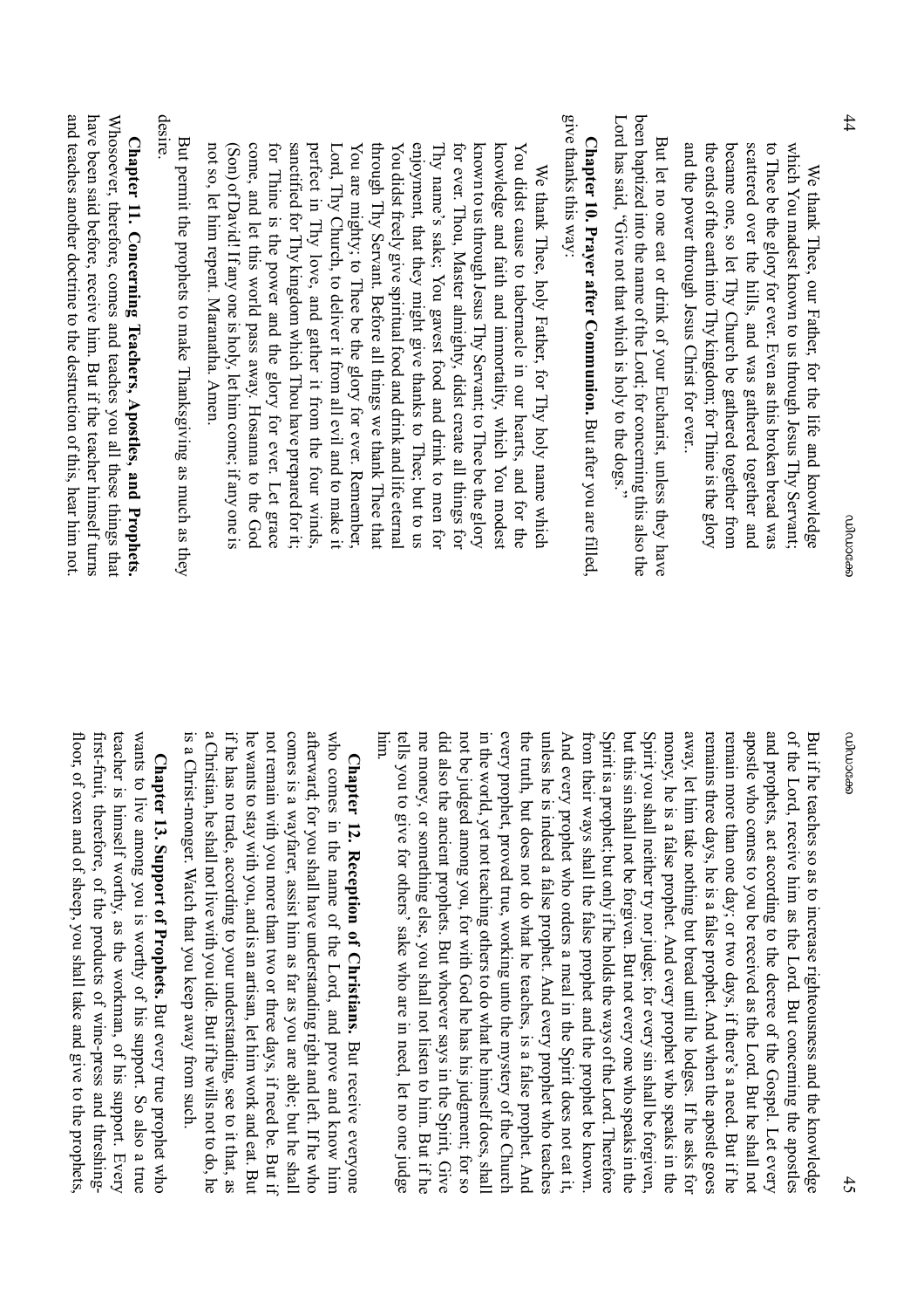We thank Thee, our Father, for the life and knowledge which You madest known to us through Jesus Thy Servant; to Thee be the glory for ever. Even as this broken bread was scattered over the hills, and was gathered together and became one, so let Thy Church be gathered together from the ends of the earth into Thy kingdom; for Thine is the glory and the power through Jesus Christ for ever.

But let no one eat or drink of your Eucharist, unless they have been baptized into the name of the Lord; for concerning this also the Lord has said, "Give not that which is holy to the dogs."

**Chapter 10. Prayer after Communion.** But after you are filled, give thanks this way:

We thank Thee, holy Father, for Thy holy name which You didst cause to tabernacle in our hearts, and for the knowledge and faith and immortality, which You modest known to us through Jesus Thy Servant; to Thee be the glory for ever. Thou, Master almighty, didst create all things for Thy name's sake; You gavest food and drink to men for enjoyment, that they might give thanks to Thee; but to us You didst freely give spiritual food and drink and life eternal through Thy Servant. Before all things we thank Thee that You are mighty; to Thee be the glory for ever. Remember, Lord, Thy Church, to deliver it from all evil and to make it perfect in Thy love, and gather it from the four winds, sanctified for Thy kingdom which Thou have prepared for it; for Thine is the power and the glory for ever. Let grace come, and let this world pass away. Hosanna to the God (Son) of David! If any one is holy, let him come; if any one is not so, let him repent. Maranatha. Amen.

But permit the prophets to make Thanksgiving as much as they desire.

**Chapter 11. Concerning Teachers, Apostles, and Prophets.** Whosoever, therefore, comes and teaches you all these things that have been said before, receive him. But if the teacher himself turns and teaches another doctrine to the destruction of this, hear him not. But if he teaches so as to increase righteousness and the knowledge of the Lord, receive him as the Lord. But concerning the apostles and prophets, act according to the decree of the Gospel. Let every apostle who comes to you be received as the Lord. But he shall not remain more than one day; or two days, if there's a need. But if he remains three days, he is a false prophet. And when the apostle goes away, let him take nothing but bread until he lodges. If he asks for money, he is a false prophet. And every prophet who speaks in the Spirit you shall neither try nor judge; for every sin shall be forgiven, but this sin shall not be forgiven. But not every one who speaks in the Spirit is a prophet; but only if he holds the ways of the Lord. Therefore from their ways shall the false prophet and the prophet be known. And every prophet who orders a meal in the Spirit does not eat it, unless he is indeed a false prophet. And every prophet who teaches the truth, but does not do what he teaches, is a false prophet. And every prophet, proved true, working unto the mystery of the Church in the world, yet not teaching others to do what he himself does, shall not be judged among you, for with God he has his judgment; for so did also the ancient prophets. But whoever says in the Spirit, Give me money, or something else, you shall not listen to him. But if he tells you to give for others' sake who are in need, let no one judge him.

**Chapter 12. Reception of Christians.** But receive everyone who comes in the name of the Lord, and prove and know him afterward; for you shall have understanding right and left. If he who comes is a wayfarer, assist him as far as you are able; but he shall not remain with you more than two or three days, if need be. But if he wants to stay with you, and is an artisan, let him work and eat. But if he has no trade, according to your understanding, see to it that, as a Christian, he shall not live with you idle. But if he wills not to do, he is a Christ-monger. Watch that you keep away from such.

**Chapter 13. Support of Prophets.** But every true prophet who wants to live among you is worthy of his support. So also a true teacher is himself worthy, as the workman, of his support. Every first-fruit, therefore, of the products of wine-press and threshing-floor, of oxen and of sheep, you shall take and give to the prophets,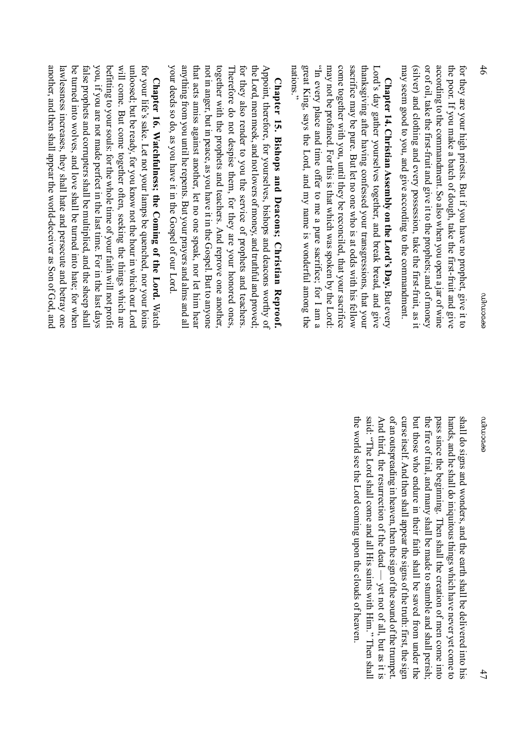for they are your high priests. But if you have no prophet, give it to the poor. If you make a batch of dough, take the first-fruit and give according to the commandment. So also when you open a jar of wine or of oil, take the first-fruit and give it to the prophets; and of money (silver) and clothing and every possession, take the first-fruit, as it may seem good to you, and give according to the commandment.

**Chapter 14. Christian Assembly on the Lord's Day.** But every Lord's day gather yourselves together, and break bread, and give thanksgiving after having confessed your transgressions, that your sacrifice may be pure. But let no one who is at odds with his fellow come together with you, until they be reconciled, that your sacrifice may not be profaned. For this is that which was spoken by the Lord: "In every place and time offer to me a pure sacrifice; for I am a great King, says the Lord, and my name is wonderful among the nations."

**Chapter 15. Bishops and Deacons; Christian Reproof.** Appoint, therefore, for yourselves, bishops and deacons worthy of the Lord, men meek, and not lovers of money, and truthful and proved; for they also render to you the service of prophets and teachers. Therefore do not despise them, for they are your honored ones, together with the prophets and teachers. And reprove one another, not in anger, but in peace, as you have it in the Gospel. But to anyone that acts amiss against another, let no one speak, nor let him hear anything from you until he repents. But your prayers and alms and all your deeds so do, as you have it in the Gospel of our Lord.

**Chapter 16. Watchfulness; the Coming of the Lord.** Watch for your life's sake. Let not your lamps be quenched, nor your loins unloosed; but be ready, for you know not the hour in which our Lord will come. But come together often, seeking the things which are befitting to your souls: for the whole time of your faith will not profit you, if you are not made perfect in the last time. For in the last days false prophets and corrupters shall be multiplied, and the sheep shall be turned into wolves, and love shall be turned into hate; for when lawlessness increases, they shall hate and persecute and betray one another, and then shall appear the world-deceiver as Son of God, and shall do signs and wonders, and the earth shall be delivered into his hands, and he shall do iniquitous things which have never yet come to pass since the beginning. Then shall the creation of men come into the fire of trial, and many shall be made to stumble and shall perish; but those who endure in their faith shall be saved from under the curse itself. And then shall appear the signs of the truth: first, the sign of an outspreading in heaven, then the sign of the sound of the trumpet. And third, the resurrection of the dead — yet not of all, but as it is said: "The Lord shall come and all His saints with Him." Then shall the world see the Lord coming upon the clouds of heaven.